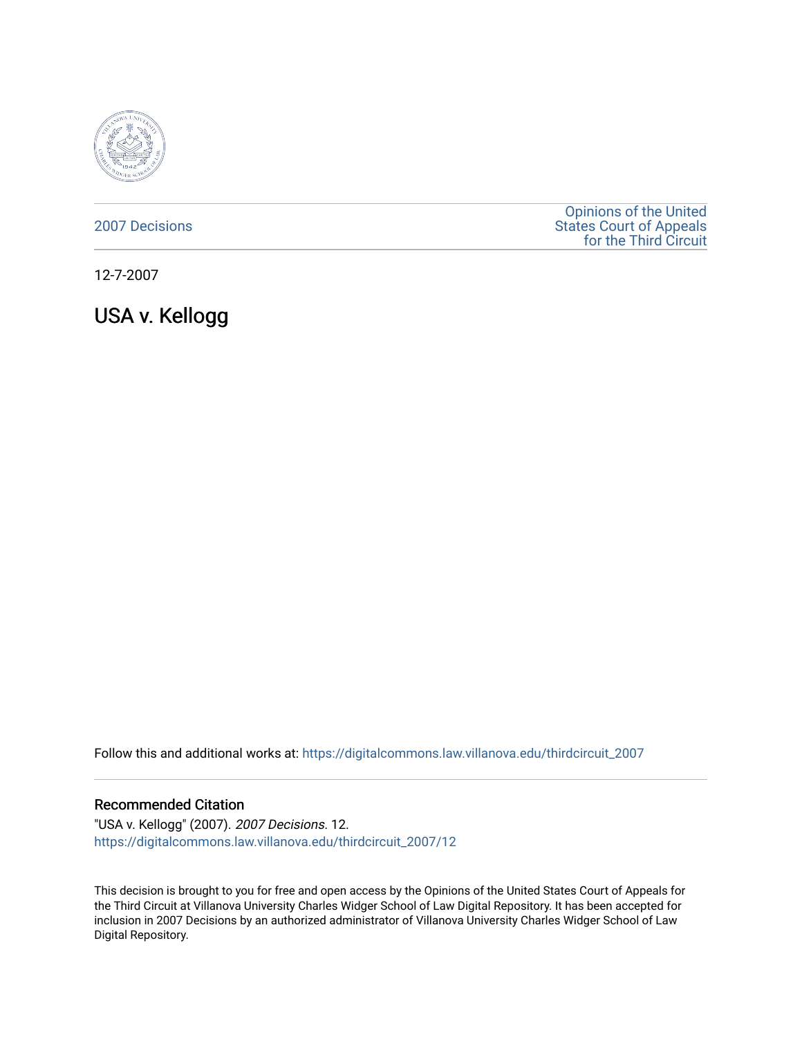2007 Decisions

Opinions of the United States Court of Appeals for the Third Circuit

12-7-2007

# USA v. Kellogg

Follow this and additional works at: https://digitalcommons.law.villanova.edu/thirdcircuit_2007

## Recommended Citation

"USA v. Kellogg" (2007). *2007 Decisions*. 12.
https://digitalcommons.law.villanova.edu/thirdcircuit_2007/12

This decision is brought to you for free and open access by the Opinions of the United States Court of Appeals for the Third Circuit at Villanova University Charles Widger School of Law Digital Repository. It has been accepted for inclusion in 2007 Decisions by an authorized administrator of Villanova University Charles Widger School of Law Digital Repository.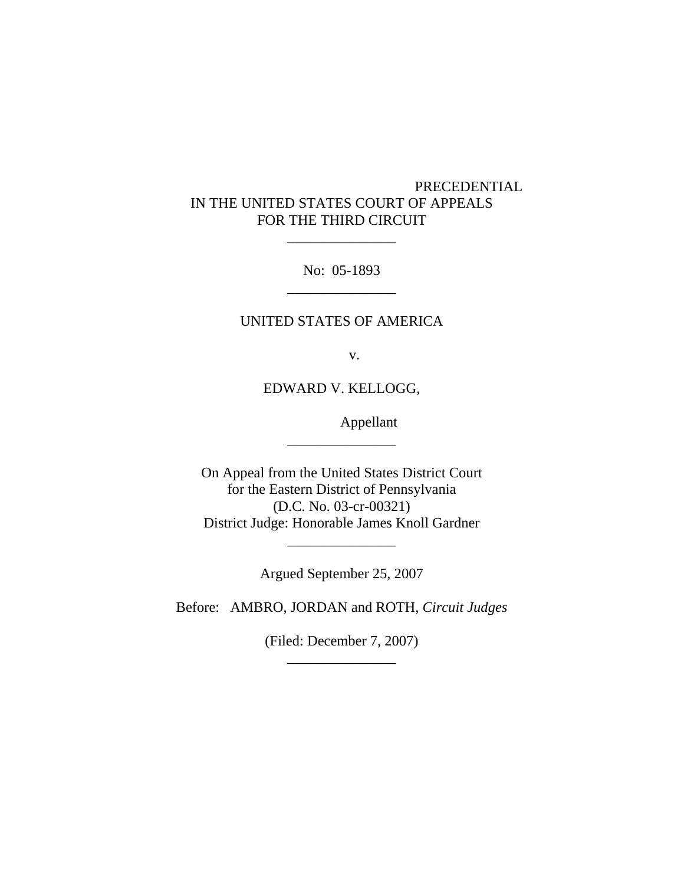PRECEDENTIAL

IN THE UNITED STATES COURT OF APPEALS
FOR THE THIRD CIRCUIT

---

No: 05-1893

---

UNITED STATES OF AMERICA

v.

EDWARD V. KELLOGG,

Appellant

---

On Appeal from the United States District Court
for the Eastern District of Pennsylvania
(D.C. No. 03-cr-00321)
District Judge: Honorable James Knoll Gardner

---

Argued September 25, 2007

Before: AMBRO, JORDAN and ROTH, *Circuit Judges*

(Filed: December 7, 2007)

---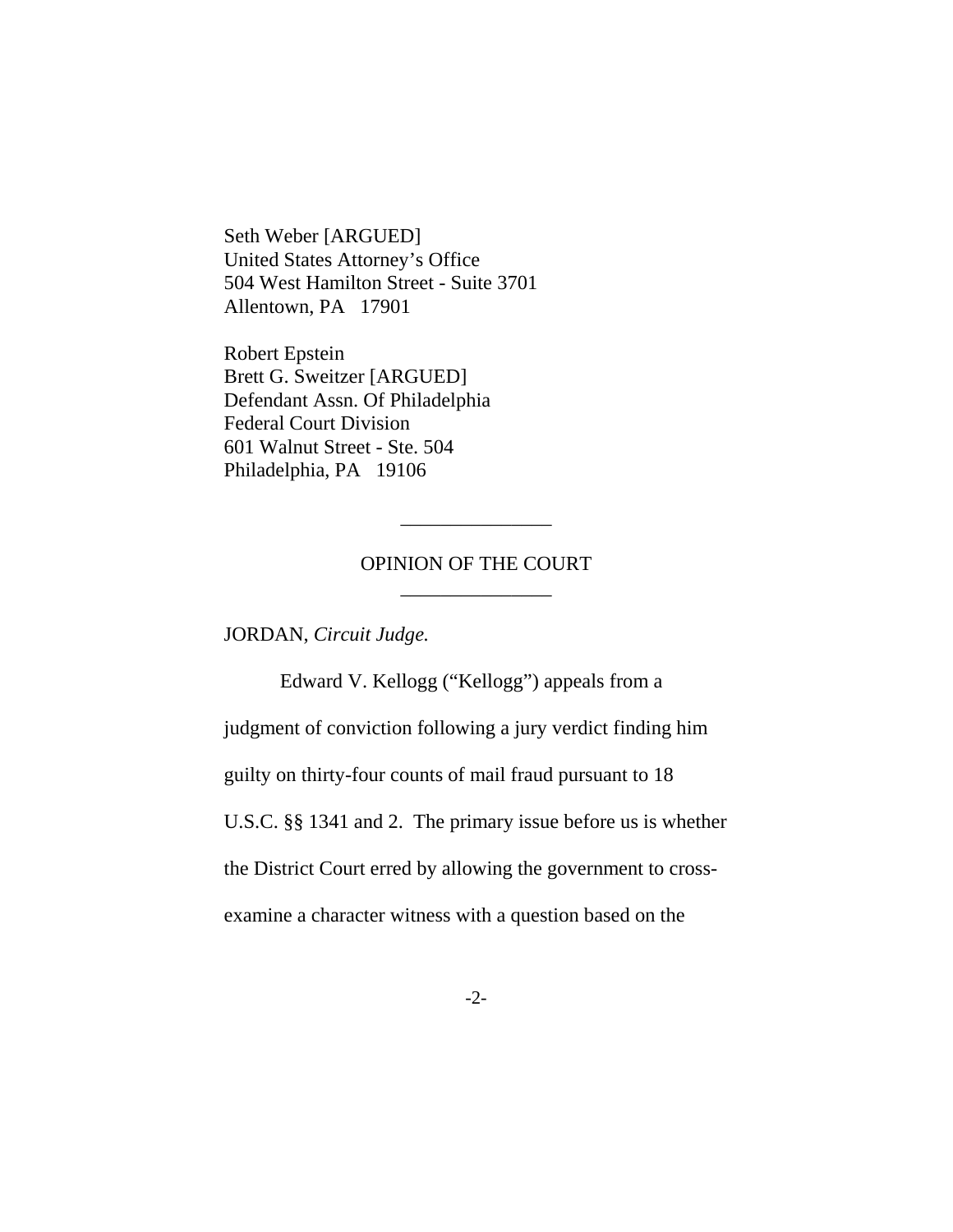Seth Weber [ARGUED]
United States Attorney's Office
504 West Hamilton Street - Suite 3701
Allentown, PA 17901

Robert Epstein
Brett G. Sweitzer [ARGUED]
Defendant Assn. Of Philadelphia
Federal Court Division
601 Walnut Street - Ste. 504
Philadelphia, PA 19106

---

OPINION OF THE COURT

---

JORDAN, *Circuit Judge.*

Edward V. Kellogg ("Kellogg") appeals from a judgment of conviction following a jury verdict finding him guilty on thirty-four counts of mail fraud pursuant to 18 U.S.C. §§ 1341 and 2. The primary issue before us is whether the District Court erred by allowing the government to cross-examine a character witness with a question based on the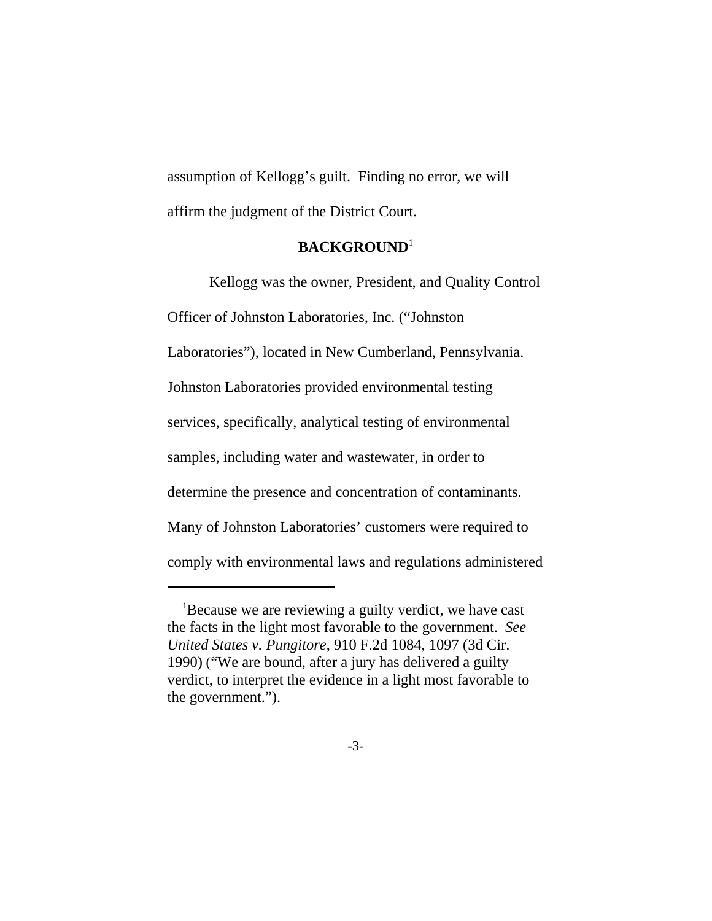assumption of Kellogg's guilt. Finding no error, we will affirm the judgment of the District Court.

## BACKGROUND[1]

Kellogg was the owner, President, and Quality Control Officer of Johnston Laboratories, Inc. ("Johnston Laboratories"), located in New Cumberland, Pennsylvania. Johnston Laboratories provided environmental testing services, specifically, analytical testing of environmental samples, including water and wastewater, in order to determine the presence and concentration of contaminants. Many of Johnston Laboratories' customers were required to comply with environmental laws and regulations administered

---

[1]Because we are reviewing a guilty verdict, we have cast the facts in the light most favorable to the government. *See United States v. Pungitore*, 910 F.2d 1084, 1097 (3d Cir. 1990) ("We are bound, after a jury has delivered a guilty verdict, to interpret the evidence in a light most favorable to the government.").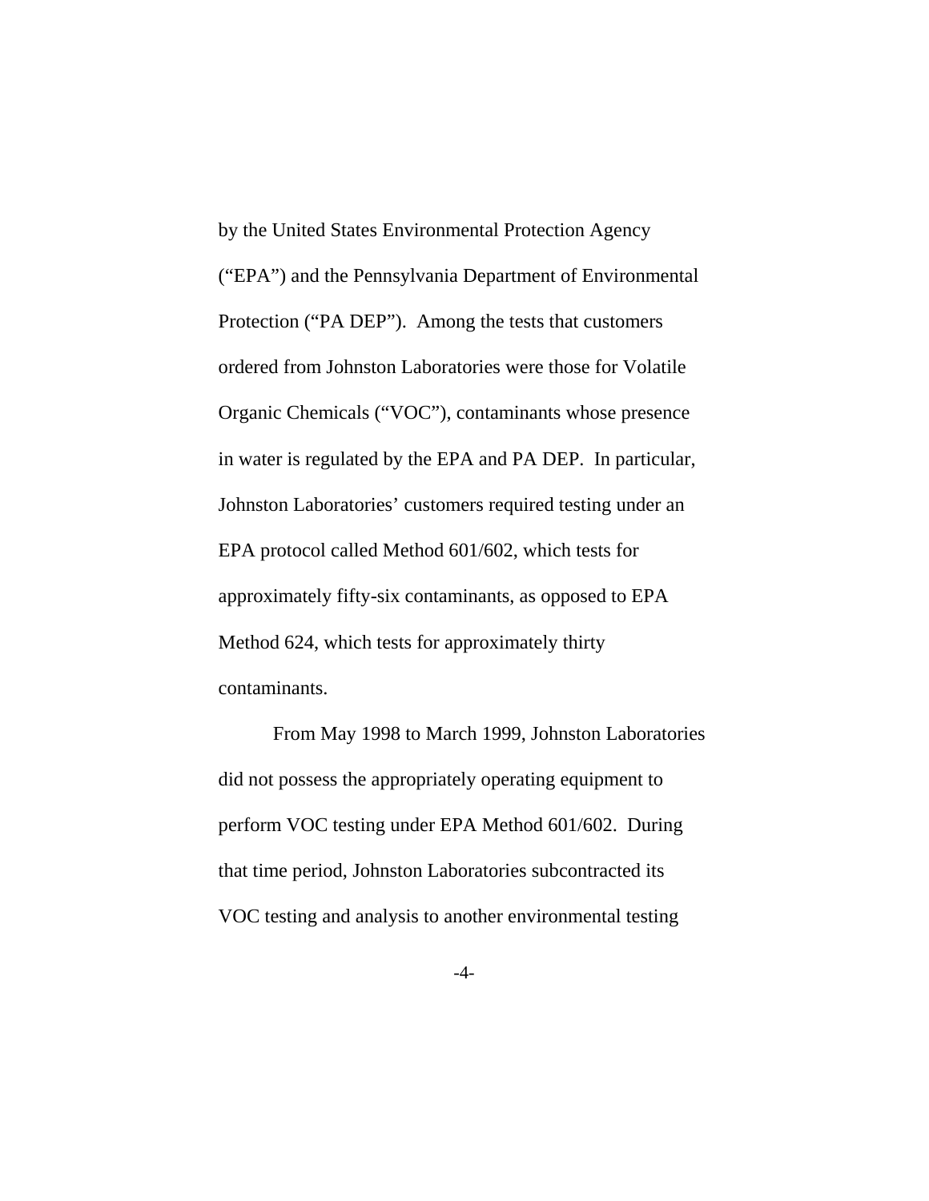by the United States Environmental Protection Agency ("EPA") and the Pennsylvania Department of Environmental Protection ("PA DEP"). Among the tests that customers ordered from Johnston Laboratories were those for Volatile Organic Chemicals ("VOC"), contaminants whose presence in water is regulated by the EPA and PA DEP. In particular, Johnston Laboratories' customers required testing under an EPA protocol called Method 601/602, which tests for approximately fifty-six contaminants, as opposed to EPA Method 624, which tests for approximately thirty contaminants.

From May 1998 to March 1999, Johnston Laboratories did not possess the appropriately operating equipment to perform VOC testing under EPA Method 601/602. During that time period, Johnston Laboratories subcontracted its VOC testing and analysis to another environmental testing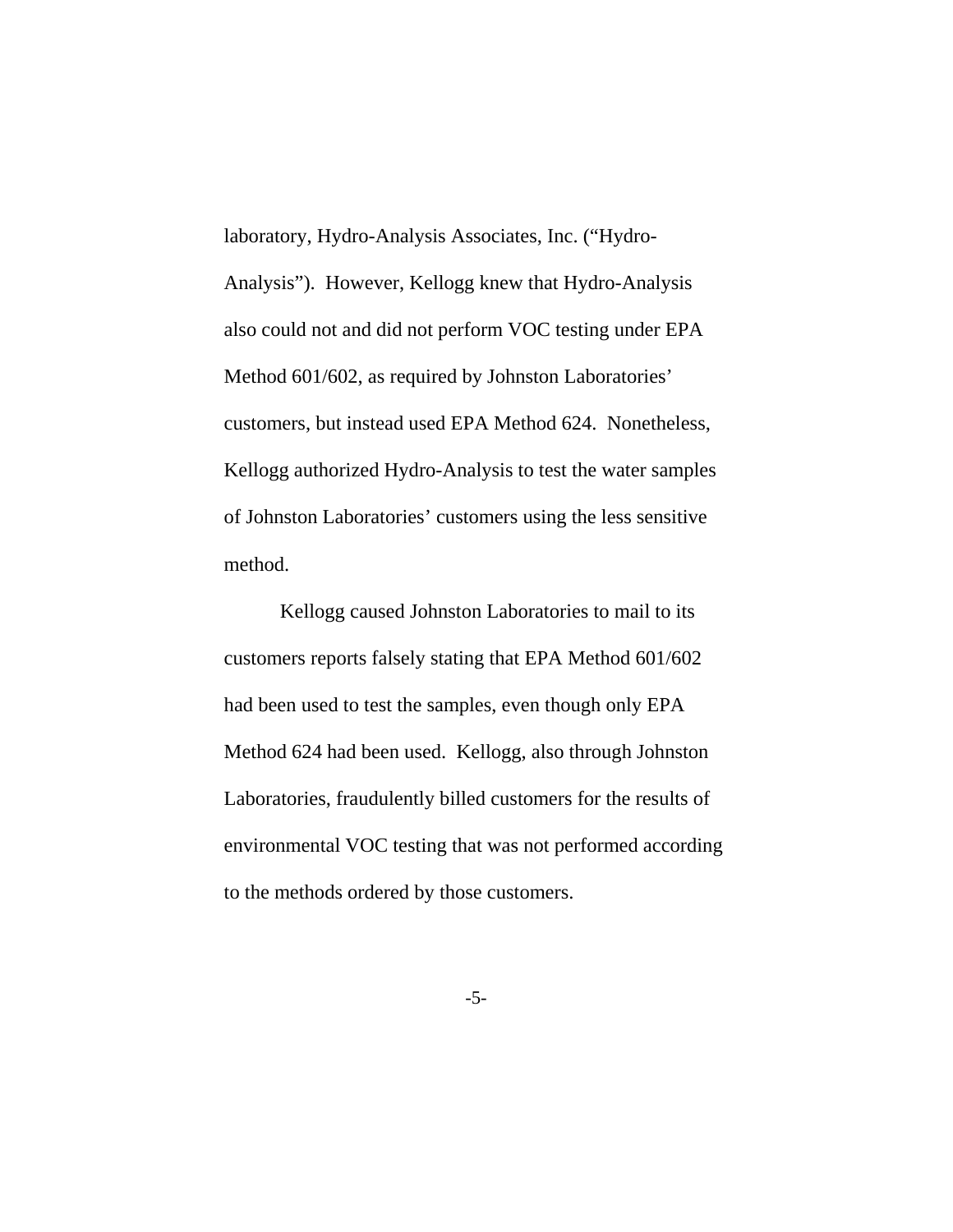laboratory, Hydro-Analysis Associates, Inc. ("Hydro-Analysis"). However, Kellogg knew that Hydro-Analysis also could not and did not perform VOC testing under EPA Method 601/602, as required by Johnston Laboratories' customers, but instead used EPA Method 624. Nonetheless, Kellogg authorized Hydro-Analysis to test the water samples of Johnston Laboratories' customers using the less sensitive method.

Kellogg caused Johnston Laboratories to mail to its customers reports falsely stating that EPA Method 601/602 had been used to test the samples, even though only EPA Method 624 had been used. Kellogg, also through Johnston Laboratories, fraudulently billed customers for the results of environmental VOC testing that was not performed according to the methods ordered by those customers.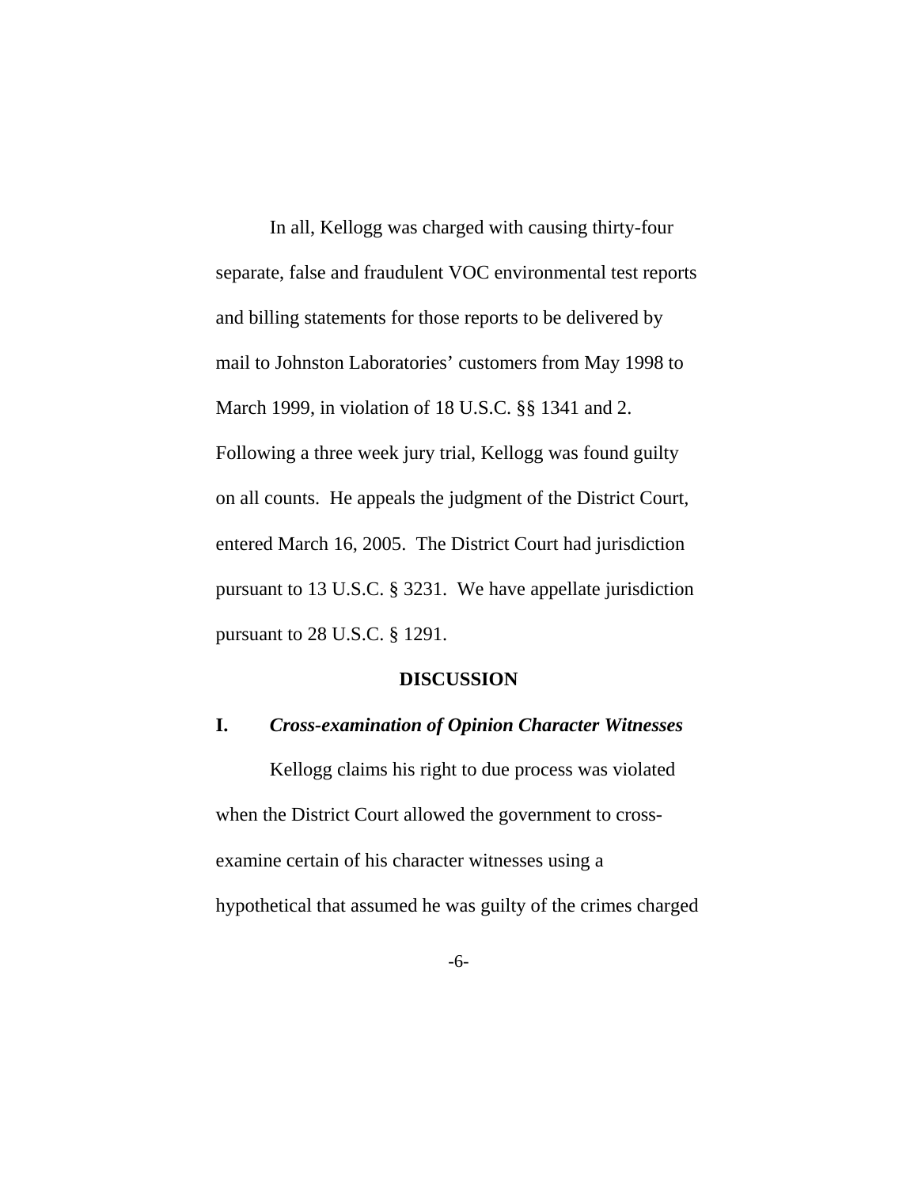In all, Kellogg was charged with causing thirty-four separate, false and fraudulent VOC environmental test reports and billing statements for those reports to be delivered by mail to Johnston Laboratories' customers from May 1998 to March 1999, in violation of 18 U.S.C. §§ 1341 and 2. Following a three week jury trial, Kellogg was found guilty on all counts. He appeals the judgment of the District Court, entered March 16, 2005. The District Court had jurisdiction pursuant to 13 U.S.C. § 3231. We have appellate jurisdiction pursuant to 28 U.S.C. § 1291.

## DISCUSSION

### I. *Cross-examination of Opinion Character Witnesses*

Kellogg claims his right to due process was violated when the District Court allowed the government to cross-examine certain of his character witnesses using a hypothetical that assumed he was guilty of the crimes charged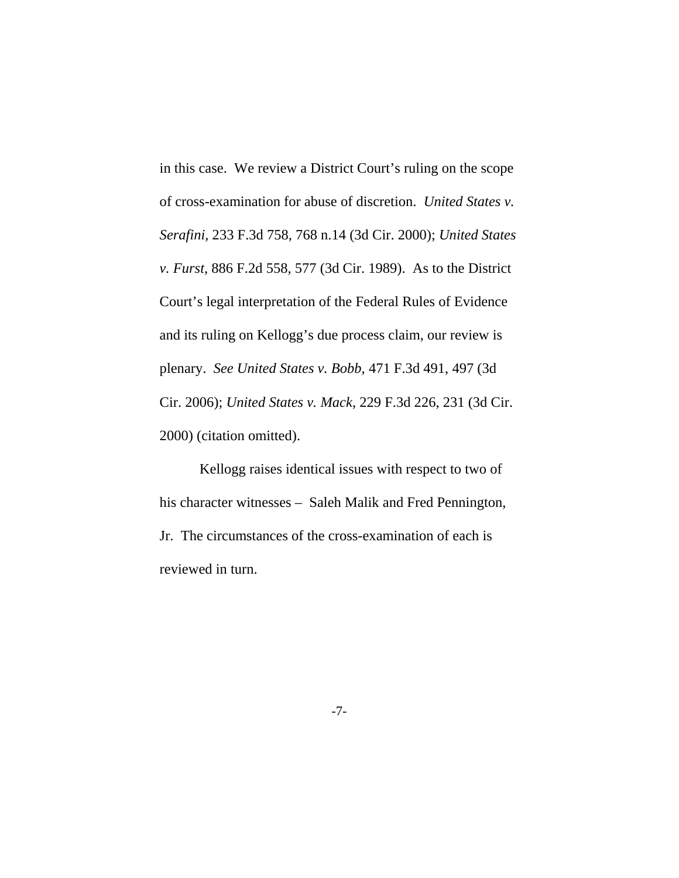in this case. We review a District Court's ruling on the scope of cross-examination for abuse of discretion. *United States v. Serafini*, 233 F.3d 758, 768 n.14 (3d Cir. 2000); *United States v. Furst*, 886 F.2d 558, 577 (3d Cir. 1989). As to the District Court's legal interpretation of the Federal Rules of Evidence and its ruling on Kellogg's due process claim, our review is plenary. *See United States v. Bobb*, 471 F.3d 491, 497 (3d Cir. 2006); *United States v. Mack*, 229 F.3d 226, 231 (3d Cir. 2000) (citation omitted).

Kellogg raises identical issues with respect to two of his character witnesses – Saleh Malik and Fred Pennington, Jr. The circumstances of the cross-examination of each is reviewed in turn.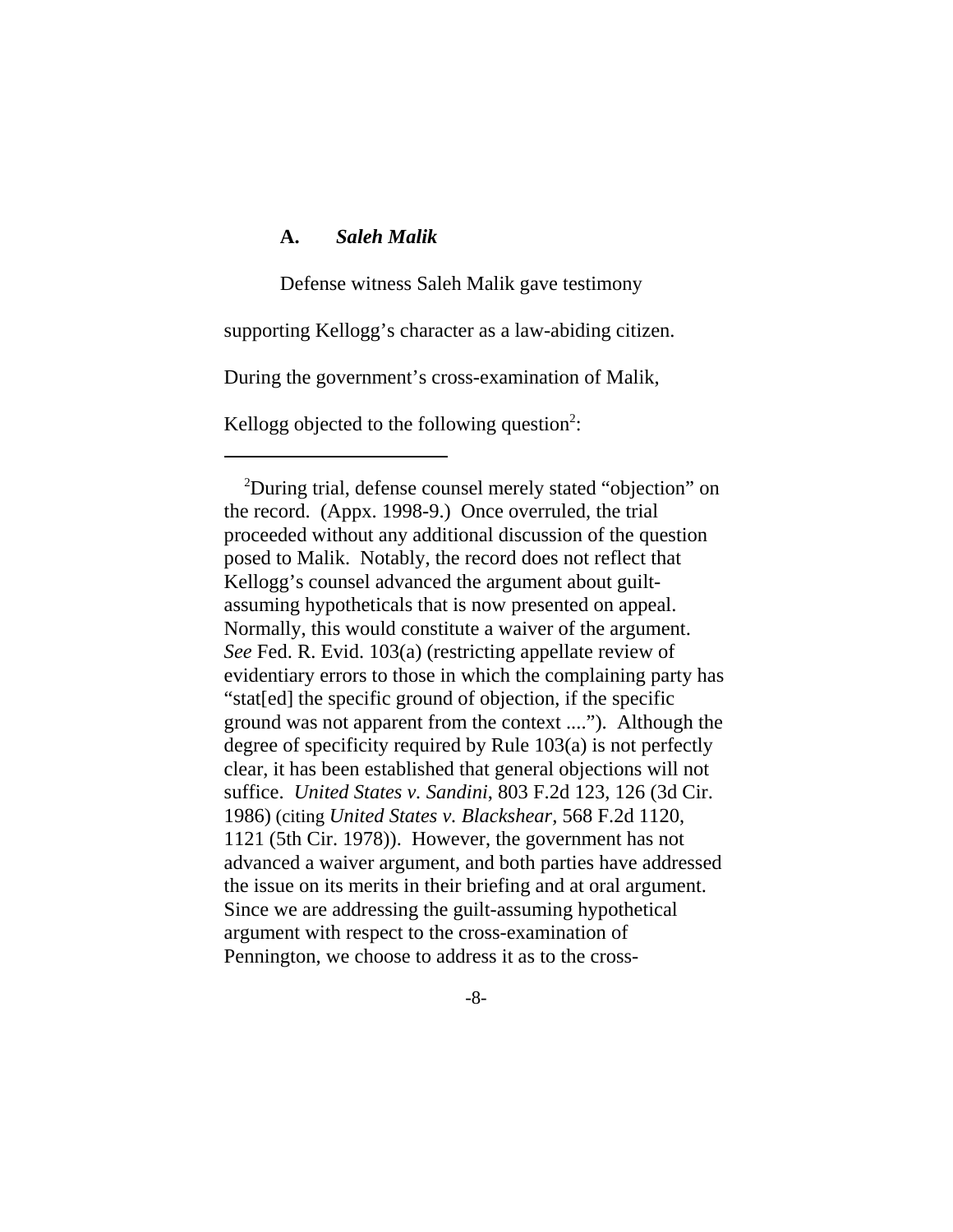### A. *Saleh Malik*

Defense witness Saleh Malik gave testimony supporting Kellogg's character as a law-abiding citizen. During the government's cross-examination of Malik, Kellogg objected to the following question[2]:

---

[2]During trial, defense counsel merely stated "objection" on the record. (Appx. 1998-9.) Once overruled, the trial proceeded without any additional discussion of the question posed to Malik. Notably, the record does not reflect that Kellogg's counsel advanced the argument about guilt-assuming hypotheticals that is now presented on appeal. Normally, this would constitute a waiver of the argument. *See* Fed. R. Evid. 103(a) (restricting appellate review of evidentiary errors to those in which the complaining party has "stat[ed] the specific ground of objection, if the specific ground was not apparent from the context ...."). Although the degree of specificity required by Rule 103(a) is not perfectly clear, it has been established that general objections will not suffice. *United States v. Sandini*, 803 F.2d 123, 126 (3d Cir. 1986) (citing *United States v. Blackshear*, 568 F.2d 1120, 1121 (5th Cir. 1978)). However, the government has not advanced a waiver argument, and both parties have addressed the issue on its merits in their briefing and at oral argument. Since we are addressing the guilt-assuming hypothetical argument with respect to the cross-examination of Pennington, we choose to address it as to the cross-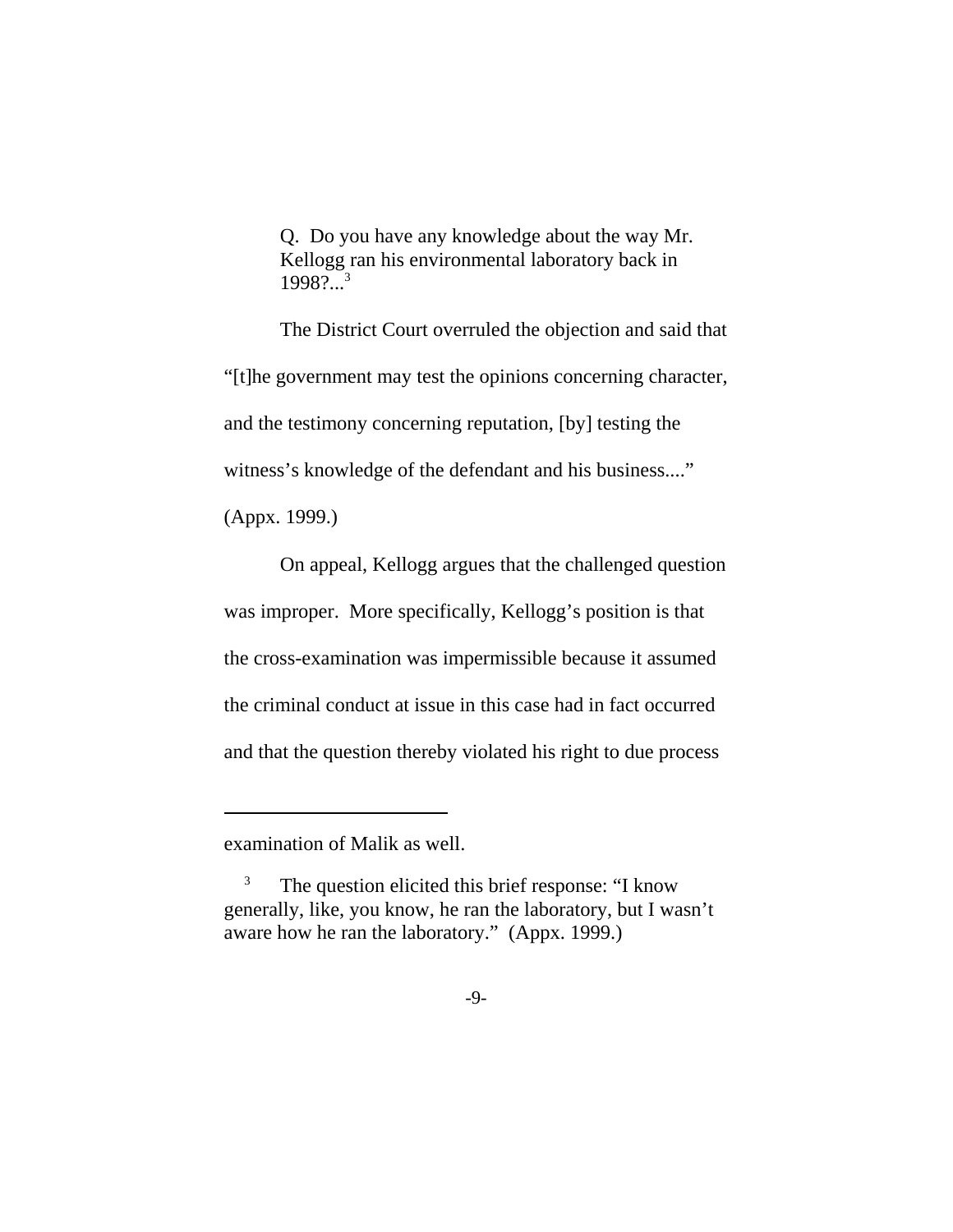> Q. Do you have any knowledge about the way Mr. Kellogg ran his environmental laboratory back in 1998?...[3]

The District Court overruled the objection and said that "[t]he government may test the opinions concerning character, and the testimony concerning reputation, [by] testing the witness's knowledge of the defendant and his business...." (Appx. 1999.)

On appeal, Kellogg argues that the challenged question was improper. More specifically, Kellogg's position is that the cross-examination was impermissible because it assumed the criminal conduct at issue in this case had in fact occurred and that the question thereby violated his right to due process

---

examination of Malik as well.

[3] The question elicited this brief response: "I know generally, like, you know, he ran the laboratory, but I wasn't aware how he ran the laboratory." (Appx. 1999.)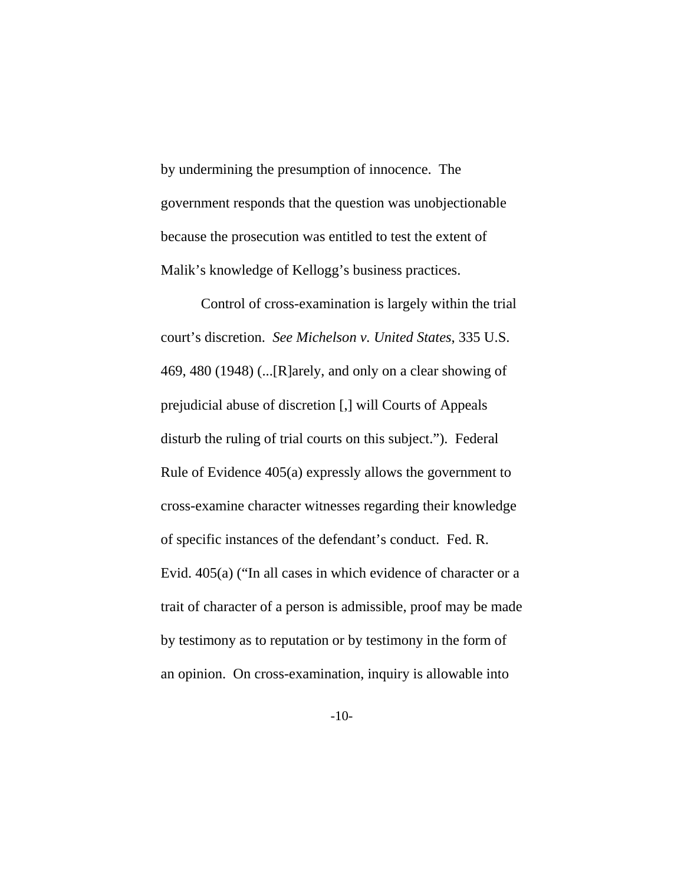by undermining the presumption of innocence. The government responds that the question was unobjectionable because the prosecution was entitled to test the extent of Malik's knowledge of Kellogg's business practices.

Control of cross-examination is largely within the trial court's discretion. *See Michelson v. United States*, 335 U.S. 469, 480 (1948) (...[R]arely, and only on a clear showing of prejudicial abuse of discretion [,] will Courts of Appeals disturb the ruling of trial courts on this subject."). Federal Rule of Evidence 405(a) expressly allows the government to cross-examine character witnesses regarding their knowledge of specific instances of the defendant's conduct. Fed. R. Evid. 405(a) ("In all cases in which evidence of character or a trait of character of a person is admissible, proof may be made by testimony as to reputation or by testimony in the form of an opinion. On cross-examination, inquiry is allowable into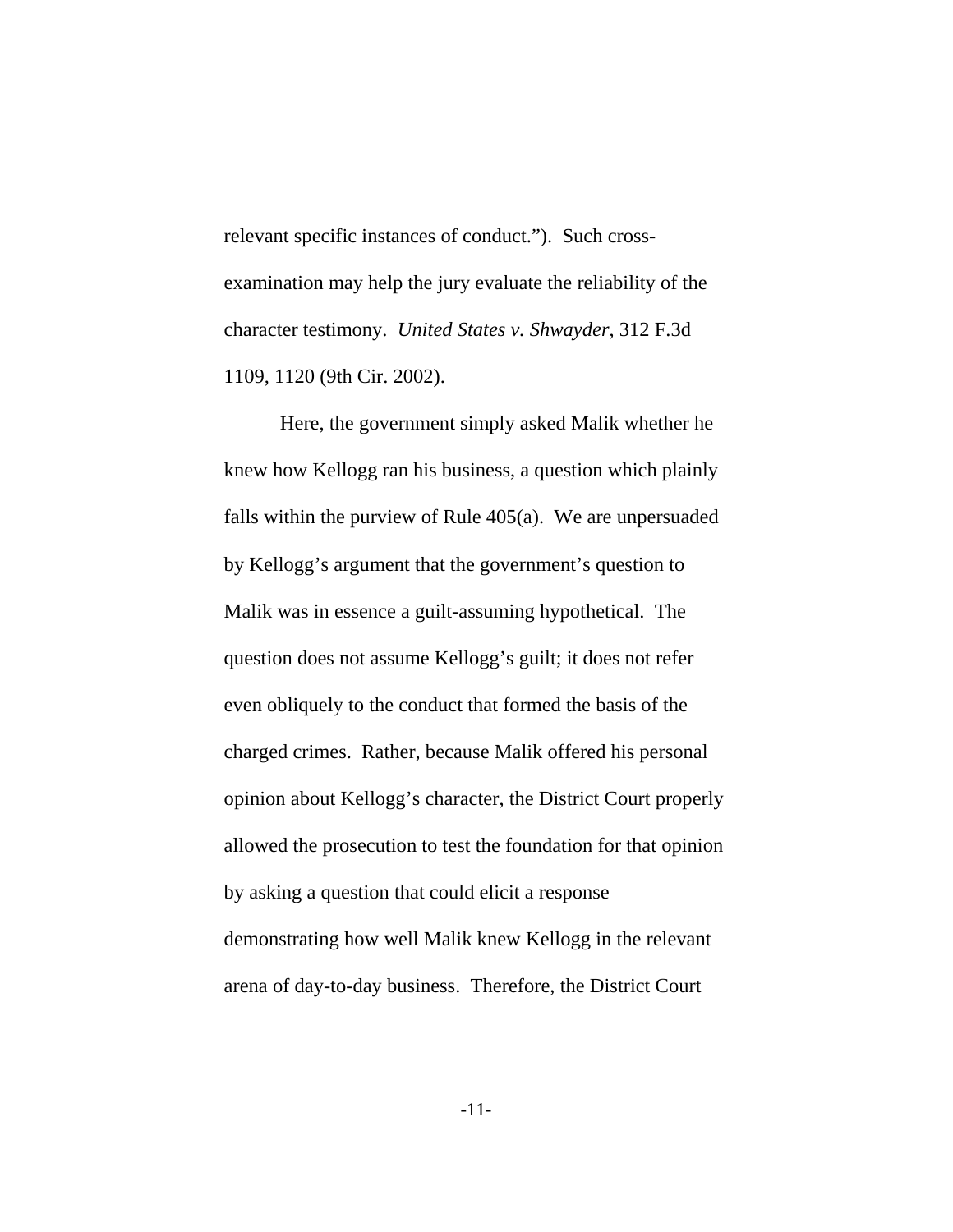relevant specific instances of conduct."). Such cross-examination may help the jury evaluate the reliability of the character testimony. *United States v. Shwayder*, 312 F.3d 1109, 1120 (9th Cir. 2002).

Here, the government simply asked Malik whether he knew how Kellogg ran his business, a question which plainly falls within the purview of Rule 405(a). We are unpersuaded by Kellogg's argument that the government's question to Malik was in essence a guilt-assuming hypothetical. The question does not assume Kellogg's guilt; it does not refer even obliquely to the conduct that formed the basis of the charged crimes. Rather, because Malik offered his personal opinion about Kellogg's character, the District Court properly allowed the prosecution to test the foundation for that opinion by asking a question that could elicit a response demonstrating how well Malik knew Kellogg in the relevant arena of day-to-day business. Therefore, the District Court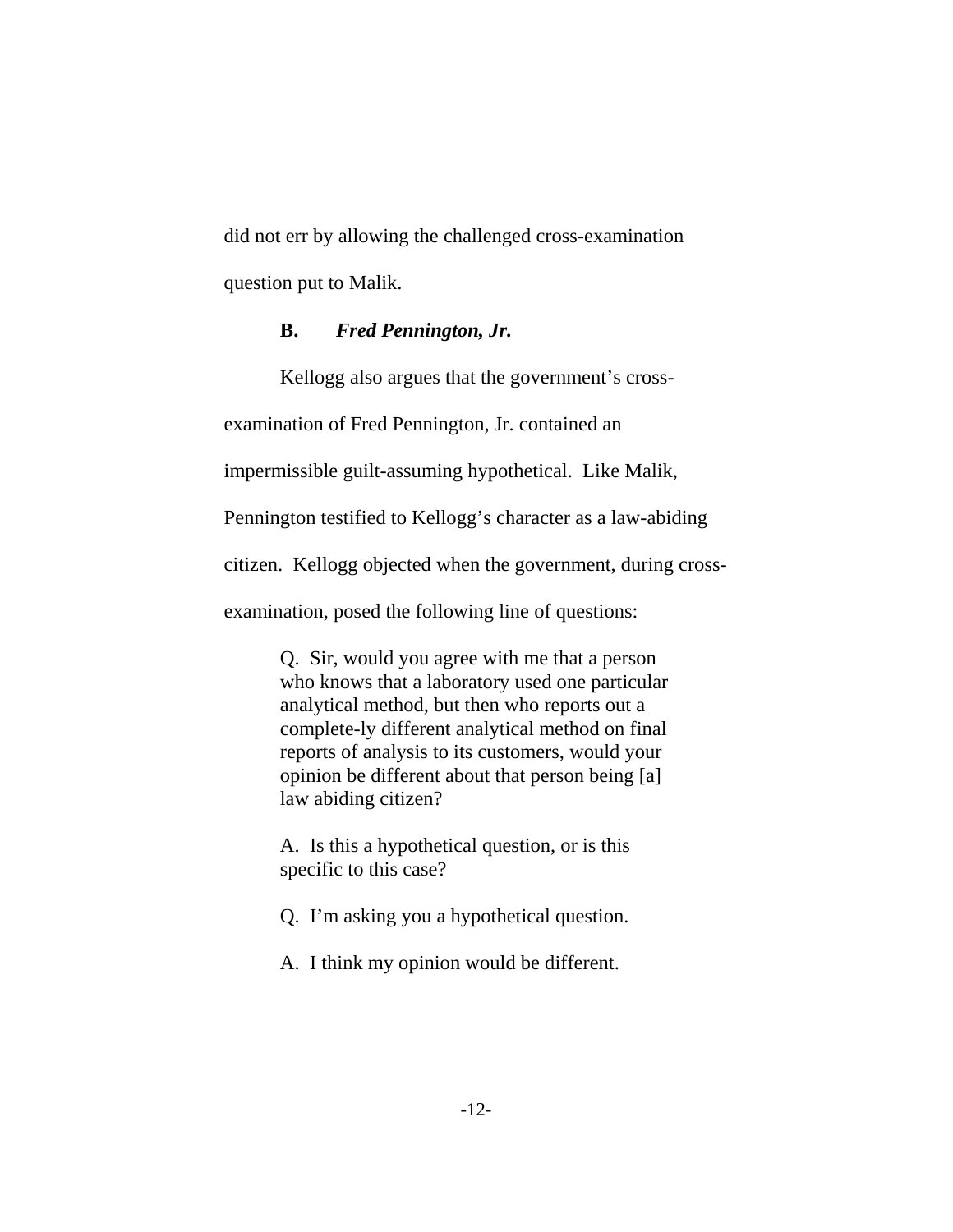did not err by allowing the challenged cross-examination question put to Malik.

### B. *Fred Pennington, Jr.*

Kellogg also argues that the government's cross-examination of Fred Pennington, Jr. contained an impermissible guilt-assuming hypothetical. Like Malik, Pennington testified to Kellogg's character as a law-abiding citizen. Kellogg objected when the government, during cross-examination, posed the following line of questions:

> Q. Sir, would you agree with me that a person who knows that a laboratory used one particular analytical method, but then who reports out a complete-ly different analytical method on final reports of analysis to its customers, would your opinion be different about that person being [a] law abiding citizen?
>
> A. Is this a hypothetical question, or is this specific to this case?
>
> Q. I'm asking you a hypothetical question.
>
> A. I think my opinion would be different.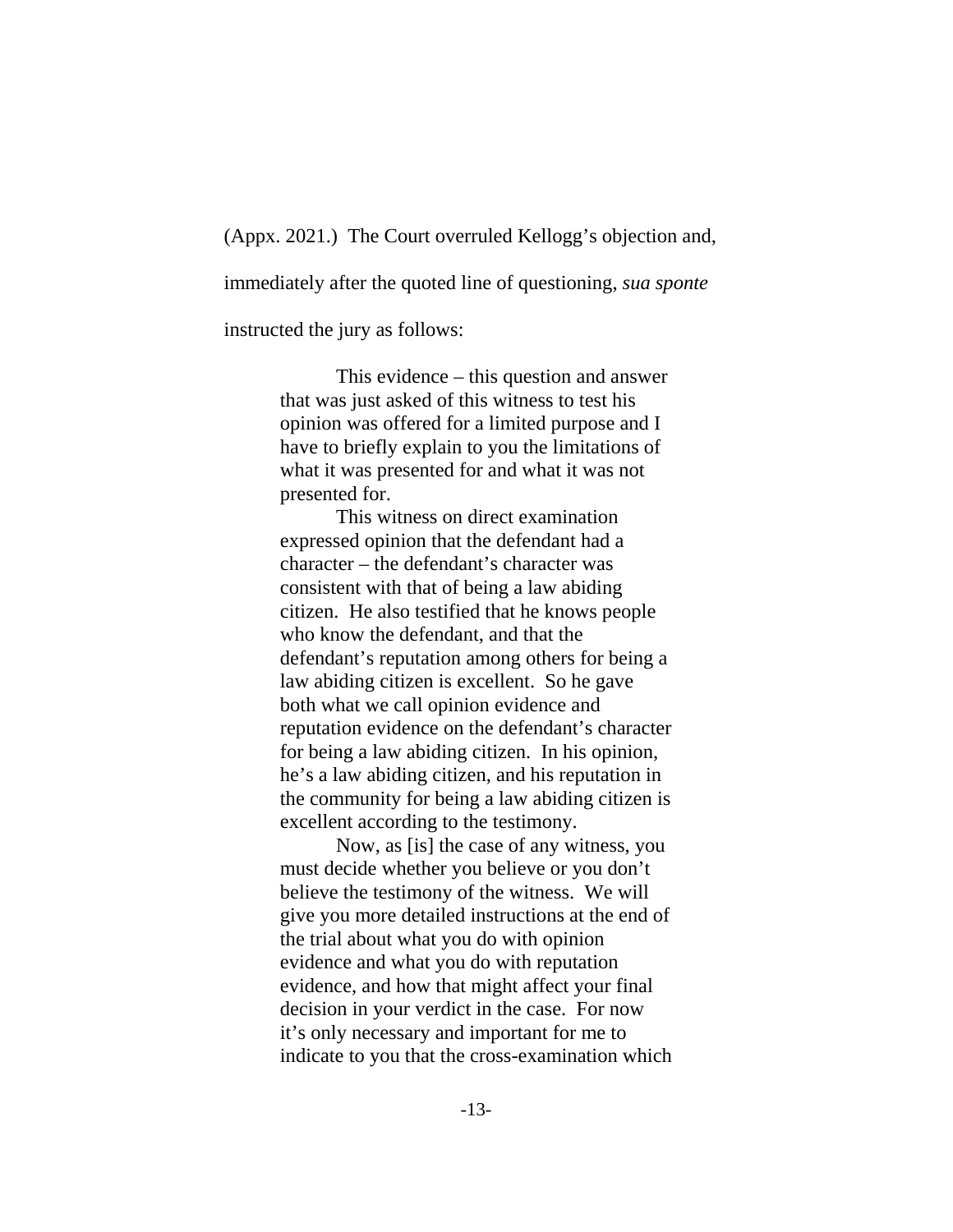(Appx. 2021.) The Court overruled Kellogg's objection and, immediately after the quoted line of questioning, *sua sponte* instructed the jury as follows:

> This evidence – this question and answer that was just asked of this witness to test his opinion was offered for a limited purpose and I have to briefly explain to you the limitations of what it was presented for and what it was not presented for.
>
> This witness on direct examination expressed opinion that the defendant had a character – the defendant's character was consistent with that of being a law abiding citizen. He also testified that he knows people who know the defendant, and that the defendant's reputation among others for being a law abiding citizen is excellent. So he gave both what we call opinion evidence and reputation evidence on the defendant's character for being a law abiding citizen. In his opinion, he's a law abiding citizen, and his reputation in the community for being a law abiding citizen is excellent according to the testimony.
>
> Now, as [is] the case of any witness, you must decide whether you believe or you don't believe the testimony of the witness. We will give you more detailed instructions at the end of the trial about what you do with opinion evidence and what you do with reputation evidence, and how that might affect your final decision in your verdict in the case. For now it's only necessary and important for me to indicate to you that the cross-examination which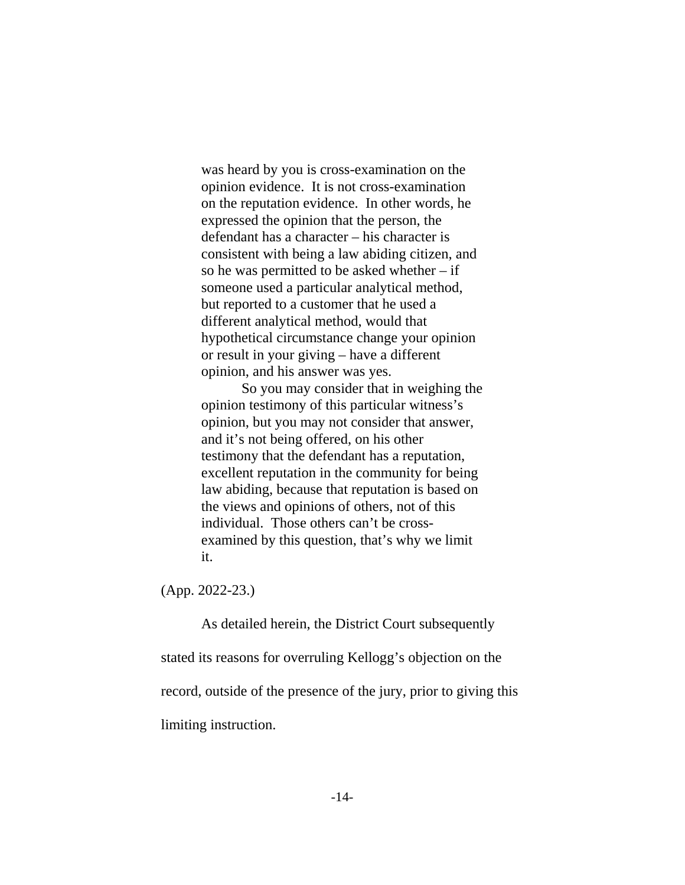> was heard by you is cross-examination on the opinion evidence. It is not cross-examination on the reputation evidence. In other words, he expressed the opinion that the person, the defendant has a character – his character is consistent with being a law abiding citizen, and so he was permitted to be asked whether – if someone used a particular analytical method, but reported to a customer that he used a different analytical method, would that hypothetical circumstance change your opinion or result in your giving – have a different opinion, and his answer was yes.
>
> So you may consider that in weighing the opinion testimony of this particular witness's opinion, but you may not consider that answer, and it's not being offered, on his other testimony that the defendant has a reputation, excellent reputation in the community for being law abiding, because that reputation is based on the views and opinions of others, not of this individual. Those others can't be cross-examined by this question, that's why we limit it.

(App. 2022-23.)

As detailed herein, the District Court subsequently stated its reasons for overruling Kellogg's objection on the record, outside of the presence of the jury, prior to giving this limiting instruction.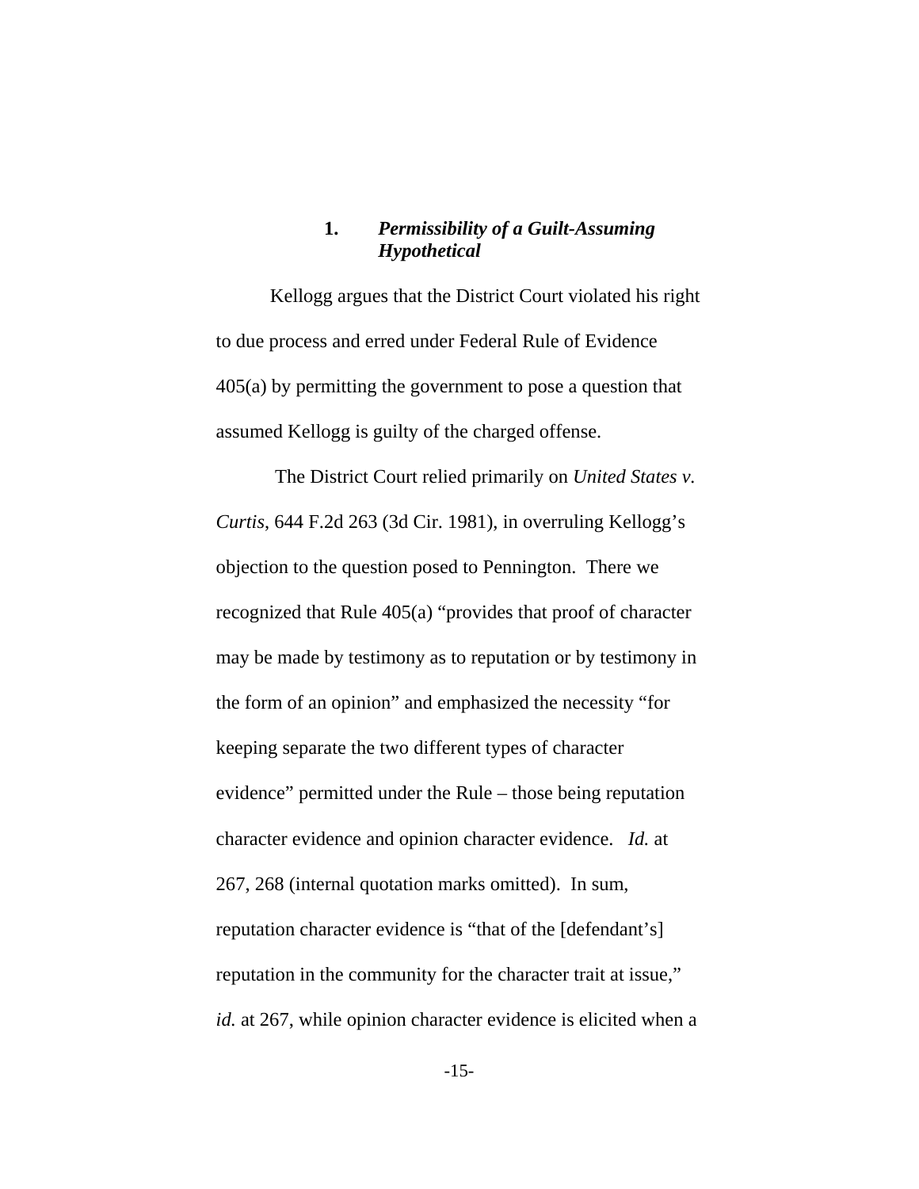### 1. *Permissibility of a Guilt-Assuming Hypothetical*

Kellogg argues that the District Court violated his right to due process and erred under Federal Rule of Evidence 405(a) by permitting the government to pose a question that assumed Kellogg is guilty of the charged offense.

The District Court relied primarily on *United States v. Curtis*, 644 F.2d 263 (3d Cir. 1981), in overruling Kellogg's objection to the question posed to Pennington. There we recognized that Rule 405(a) "provides that proof of character may be made by testimony as to reputation or by testimony in the form of an opinion" and emphasized the necessity "for keeping separate the two different types of character evidence" permitted under the Rule – those being reputation character evidence and opinion character evidence. *Id.* at 267, 268 (internal quotation marks omitted). In sum, reputation character evidence is "that of the [defendant's] reputation in the community for the character trait at issue," *id.* at 267, while opinion character evidence is elicited when a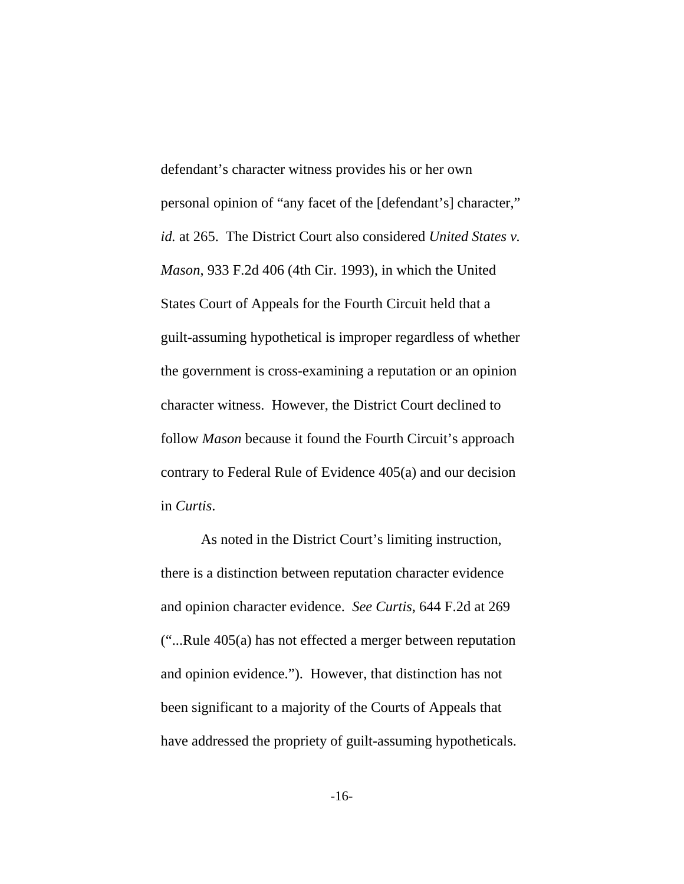defendant's character witness provides his or her own personal opinion of "any facet of the [defendant's] character," *id.* at 265. The District Court also considered *United States v. Mason*, 933 F.2d 406 (4th Cir. 1993), in which the United States Court of Appeals for the Fourth Circuit held that a guilt-assuming hypothetical is improper regardless of whether the government is cross-examining a reputation or an opinion character witness. However, the District Court declined to follow *Mason* because it found the Fourth Circuit's approach contrary to Federal Rule of Evidence 405(a) and our decision in *Curtis*.

As noted in the District Court's limiting instruction, there is a distinction between reputation character evidence and opinion character evidence. *See Curtis*, 644 F.2d at 269 ("...Rule 405(a) has not effected a merger between reputation and opinion evidence."). However, that distinction has not been significant to a majority of the Courts of Appeals that have addressed the propriety of guilt-assuming hypotheticals.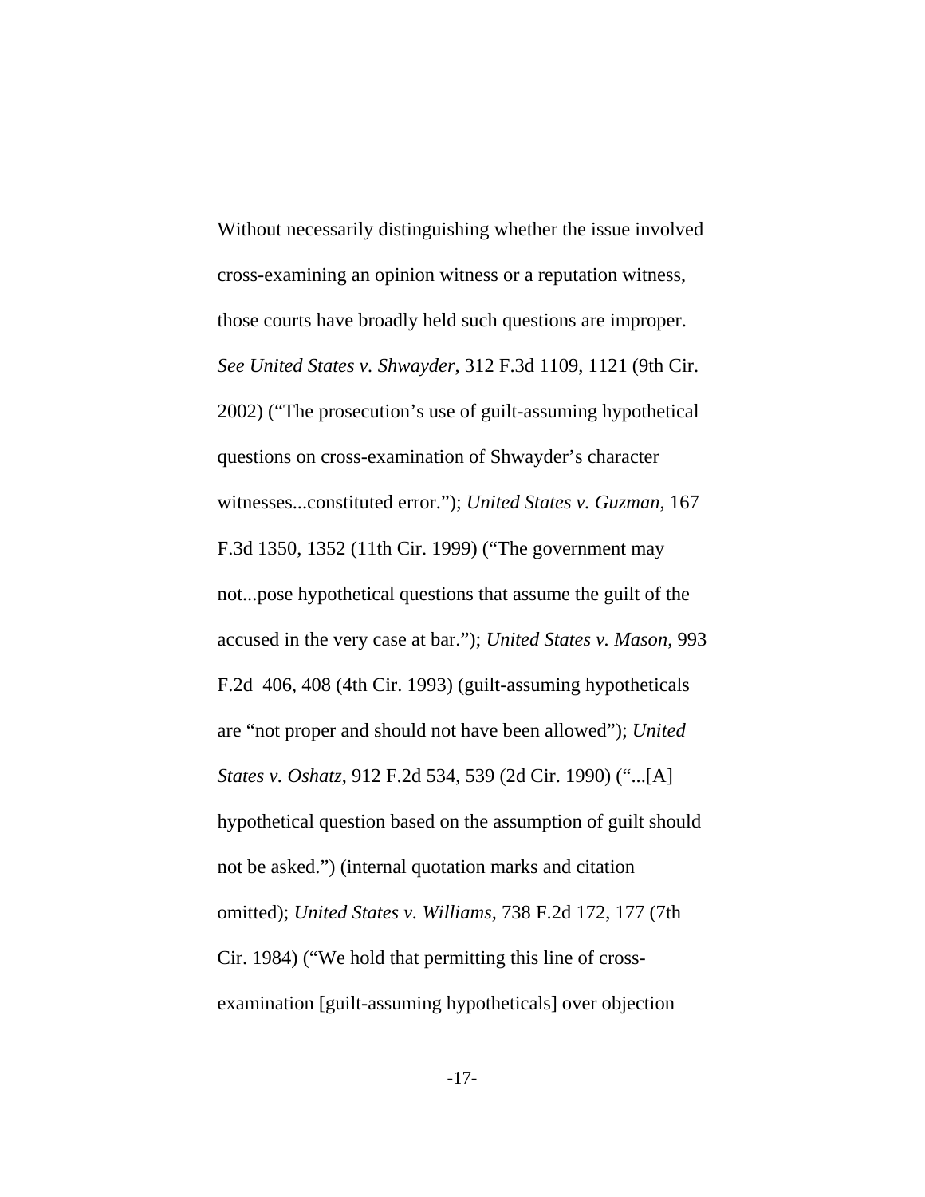Without necessarily distinguishing whether the issue involved cross-examining an opinion witness or a reputation witness, those courts have broadly held such questions are improper. *See United States v. Shwayder*, 312 F.3d 1109, 1121 (9th Cir. 2002) ("The prosecution's use of guilt-assuming hypothetical questions on cross-examination of Shwayder's character witnesses...constituted error."); *United States v. Guzman*, 167 F.3d 1350, 1352 (11th Cir. 1999) ("The government may not...pose hypothetical questions that assume the guilt of the accused in the very case at bar."); *United States v. Mason*, 993 F.2d 406, 408 (4th Cir. 1993) (guilt-assuming hypotheticals are "not proper and should not have been allowed"); *United States v. Oshatz*, 912 F.2d 534, 539 (2d Cir. 1990) ("...[A] hypothetical question based on the assumption of guilt should not be asked.") (internal quotation marks and citation omitted); *United States v. Williams*, 738 F.2d 172, 177 (7th Cir. 1984) ("We hold that permitting this line of cross-examination [guilt-assuming hypotheticals] over objection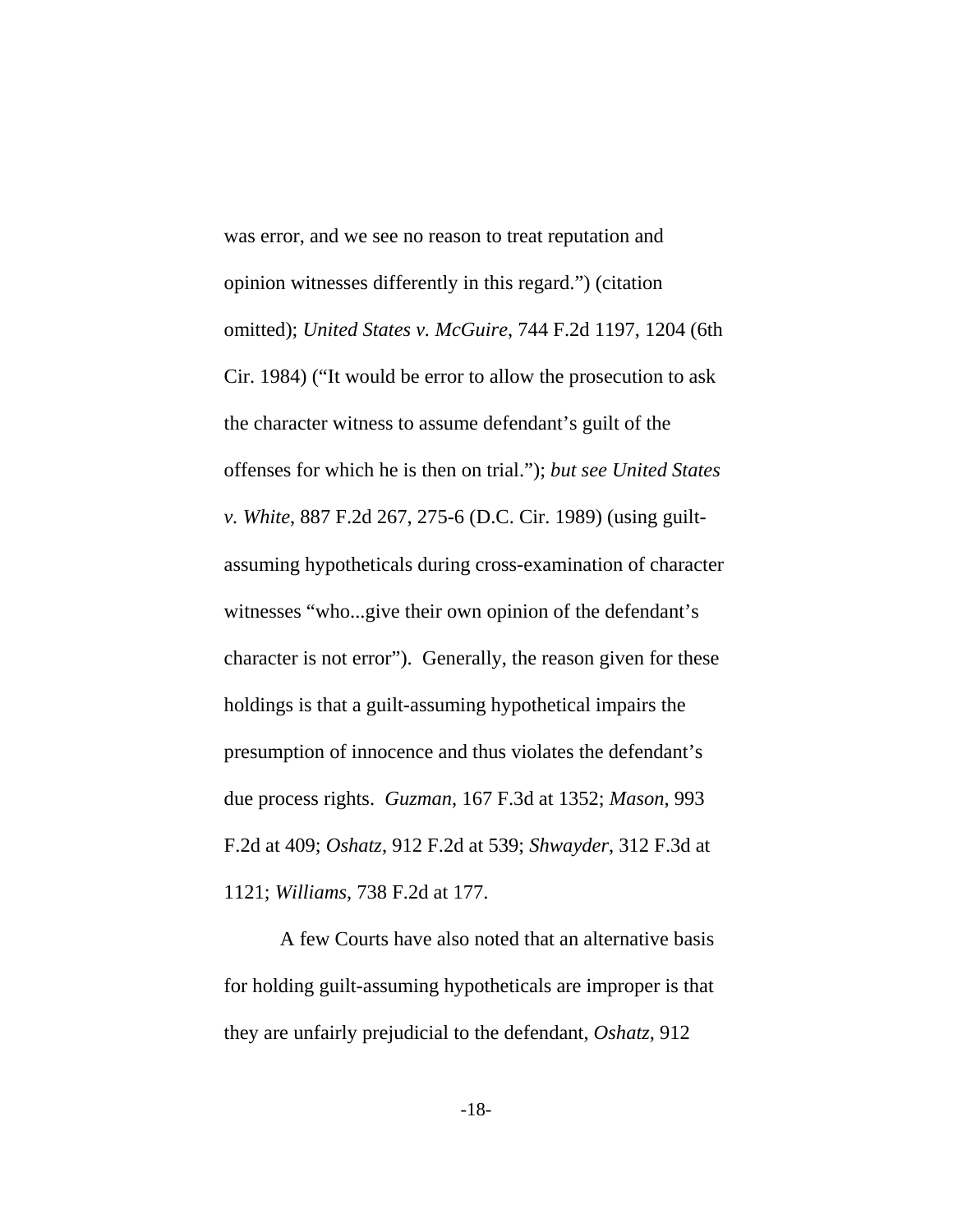was error, and we see no reason to treat reputation and opinion witnesses differently in this regard.") (citation omitted); *United States v. McGuire*, 744 F.2d 1197, 1204 (6th Cir. 1984) ("It would be error to allow the prosecution to ask the character witness to assume defendant's guilt of the offenses for which he is then on trial."); *but see United States v. White*, 887 F.2d 267, 275-6 (D.C. Cir. 1989) (using guilt-assuming hypotheticals during cross-examination of character witnesses "who...give their own opinion of the defendant's character is not error"). Generally, the reason given for these holdings is that a guilt-assuming hypothetical impairs the presumption of innocence and thus violates the defendant's due process rights. *Guzman*, 167 F.3d at 1352; *Mason*, 993 F.2d at 409; *Oshatz*, 912 F.2d at 539; *Shwayder*, 312 F.3d at 1121; *Williams*, 738 F.2d at 177.

A few Courts have also noted that an alternative basis for holding guilt-assuming hypotheticals are improper is that they are unfairly prejudicial to the defendant, *Oshatz*, 912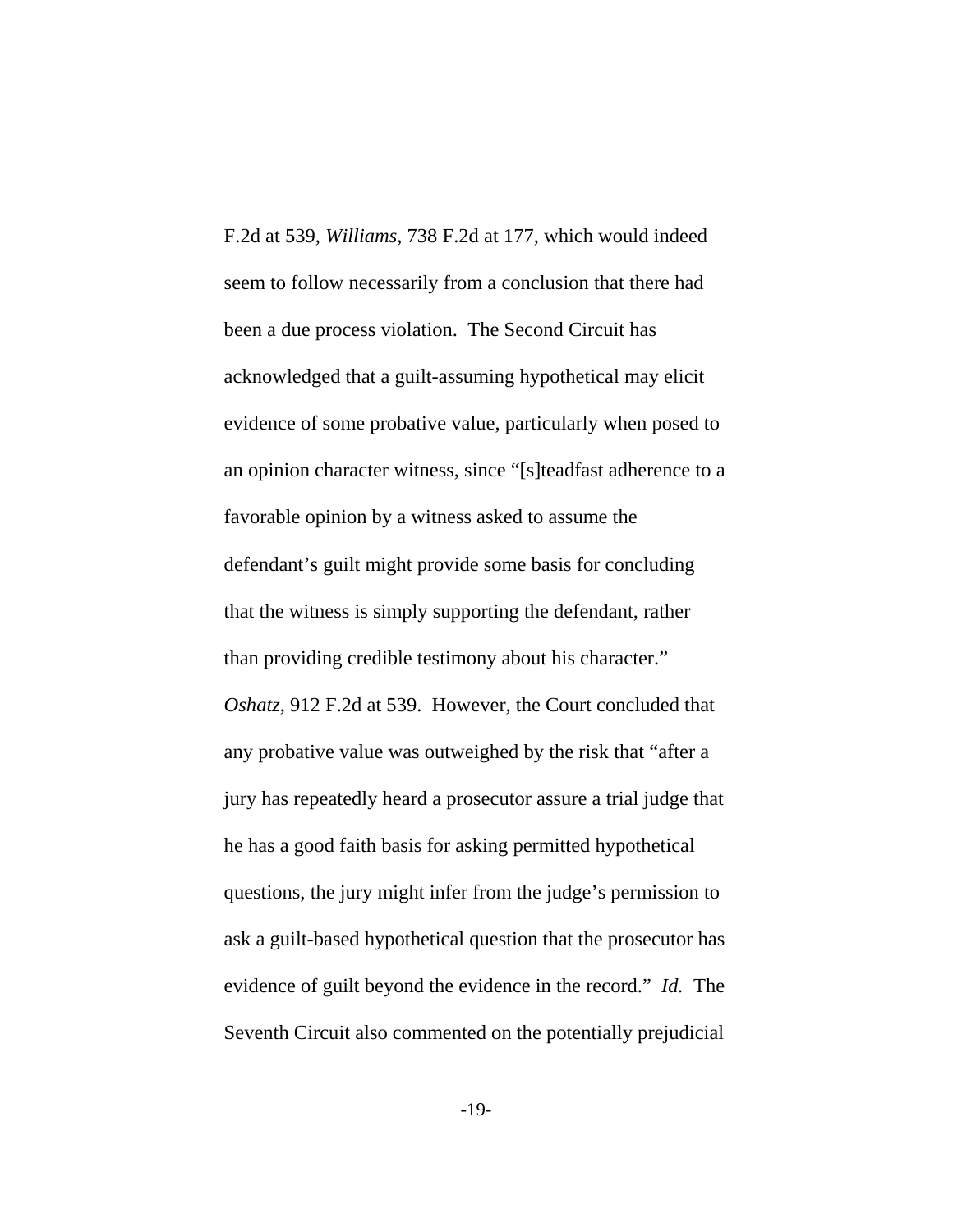F.2d at 539, *Williams*, 738 F.2d at 177, which would indeed seem to follow necessarily from a conclusion that there had been a due process violation. The Second Circuit has acknowledged that a guilt-assuming hypothetical may elicit evidence of some probative value, particularly when posed to an opinion character witness, since "[s]teadfast adherence to a favorable opinion by a witness asked to assume the defendant's guilt might provide some basis for concluding that the witness is simply supporting the defendant, rather than providing credible testimony about his character." *Oshatz*, 912 F.2d at 539. However, the Court concluded that any probative value was outweighed by the risk that "after a jury has repeatedly heard a prosecutor assure a trial judge that he has a good faith basis for asking permitted hypothetical questions, the jury might infer from the judge's permission to ask a guilt-based hypothetical question that the prosecutor has evidence of guilt beyond the evidence in the record." *Id.* The Seventh Circuit also commented on the potentially prejudicial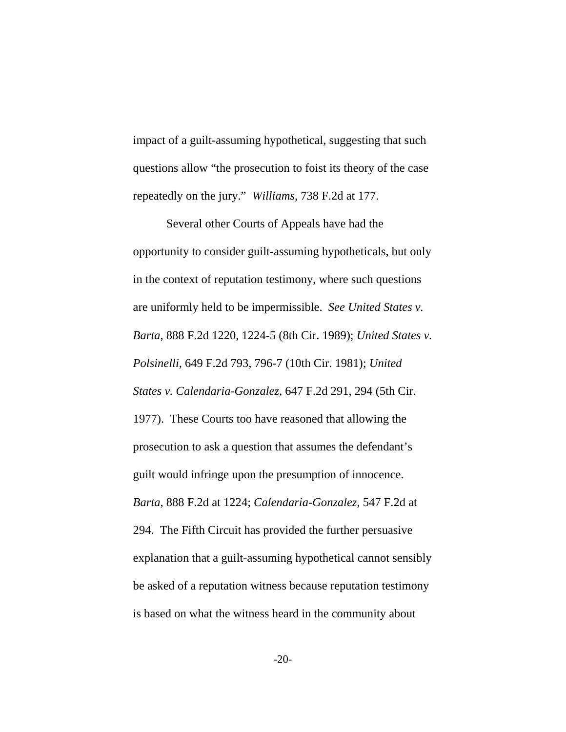impact of a guilt-assuming hypothetical, suggesting that such questions allow "the prosecution to foist its theory of the case repeatedly on the jury." *Williams*, 738 F.2d at 177.

Several other Courts of Appeals have had the opportunity to consider guilt-assuming hypotheticals, but only in the context of reputation testimony, where such questions are uniformly held to be impermissible. *See United States v. Barta*, 888 F.2d 1220, 1224-5 (8th Cir. 1989); *United States v. Polsinelli*, 649 F.2d 793, 796-7 (10th Cir. 1981); *United States v. Calendaria-Gonzalez*, 647 F.2d 291, 294 (5th Cir. 1977). These Courts too have reasoned that allowing the prosecution to ask a question that assumes the defendant's guilt would infringe upon the presumption of innocence. *Barta*, 888 F.2d at 1224; *Calendaria-Gonzalez*, 547 F.2d at 294. The Fifth Circuit has provided the further persuasive explanation that a guilt-assuming hypothetical cannot sensibly be asked of a reputation witness because reputation testimony is based on what the witness heard in the community about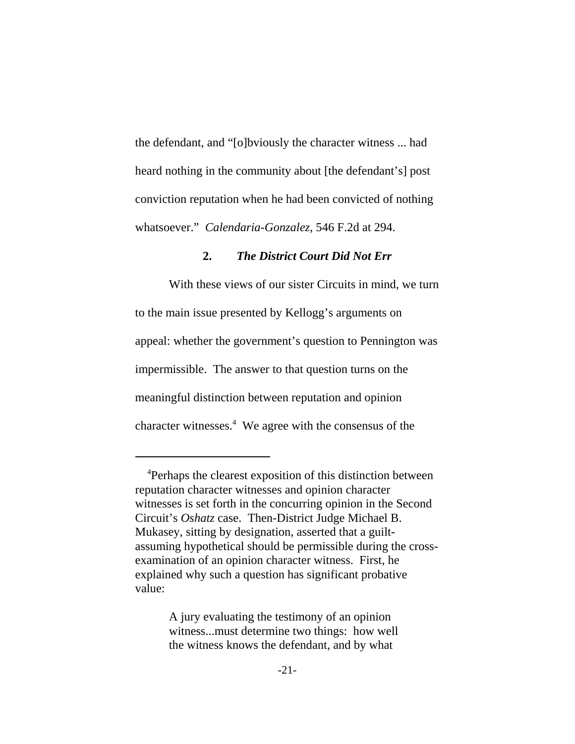the defendant, and "[o]bviously the character witness ... had heard nothing in the community about [the defendant's] post conviction reputation when he had been convicted of nothing whatsoever." *Calendaria-Gonzalez*, 546 F.2d at 294.

### 2. *The District Court Did Not Err*

With these views of our sister Circuits in mind, we turn to the main issue presented by Kellogg's arguments on appeal: whether the government's question to Pennington was impermissible. The answer to that question turns on the meaningful distinction between reputation and opinion character witnesses.[4] We agree with the consensus of the

---

[4]Perhaps the clearest exposition of this distinction between reputation character witnesses and opinion character witnesses is set forth in the concurring opinion in the Second Circuit's *Oshatz* case. Then-District Judge Michael B. Mukasey, sitting by designation, asserted that a guilt-assuming hypothetical should be permissible during the cross-examination of an opinion character witness. First, he explained why such a question has significant probative value:

> A jury evaluating the testimony of an opinion witness...must determine two things: how well the witness knows the defendant, and by what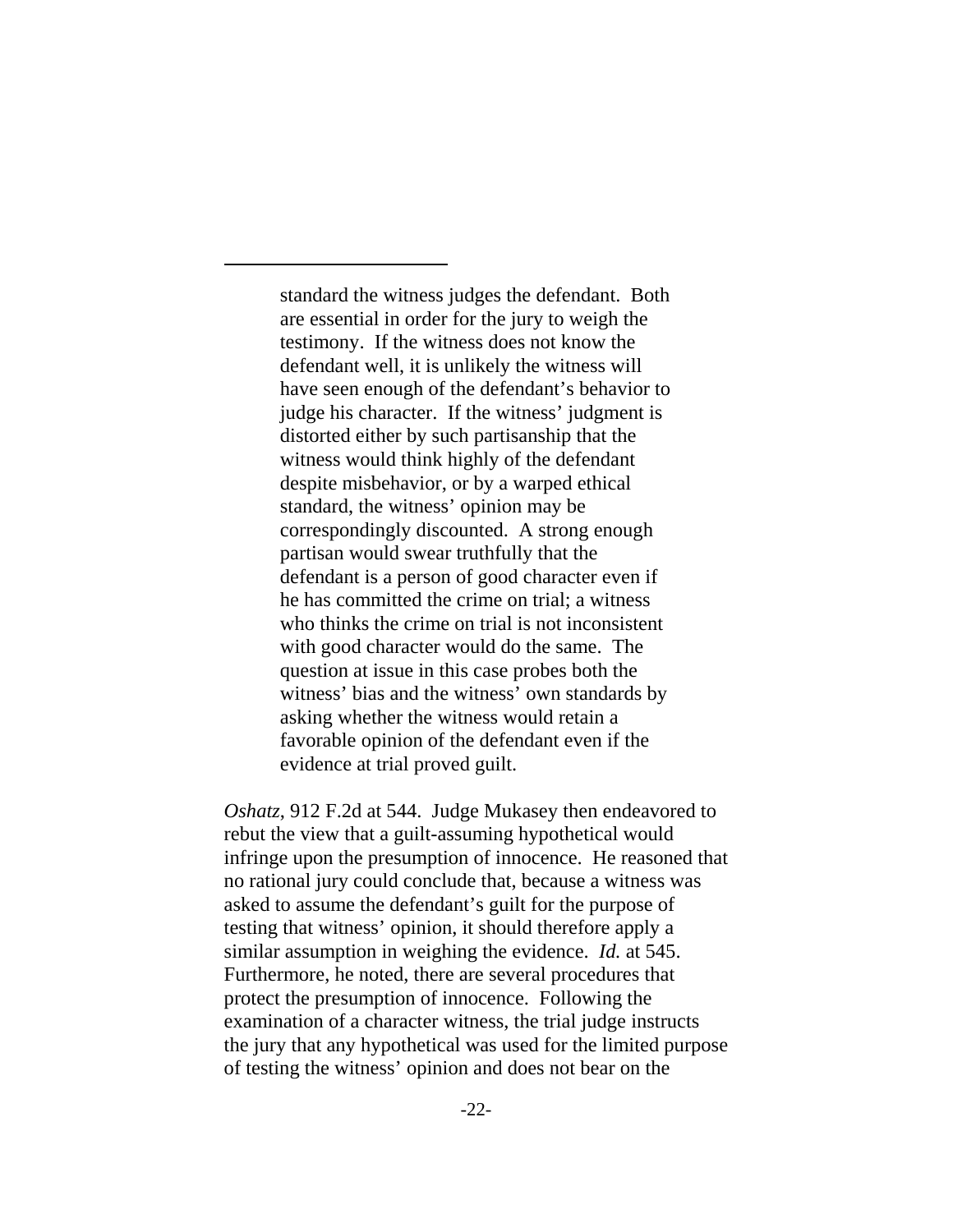> standard the witness judges the defendant. Both are essential in order for the jury to weigh the testimony. If the witness does not know the defendant well, it is unlikely the witness will have seen enough of the defendant's behavior to judge his character. If the witness' judgment is distorted either by such partisanship that the witness would think highly of the defendant despite misbehavior, or by a warped ethical standard, the witness' opinion may be correspondingly discounted. A strong enough partisan would swear truthfully that the defendant is a person of good character even if he has committed the crime on trial; a witness who thinks the crime on trial is not inconsistent with good character would do the same. The question at issue in this case probes both the witness' bias and the witness' own standards by asking whether the witness would retain a favorable opinion of the defendant even if the evidence at trial proved guilt.

*Oshatz*, 912 F.2d at 544. Judge Mukasey then endeavored to rebut the view that a guilt-assuming hypothetical would infringe upon the presumption of innocence. He reasoned that no rational jury could conclude that, because a witness was asked to assume the defendant's guilt for the purpose of testing that witness' opinion, it should therefore apply a similar assumption in weighing the evidence. *Id.* at 545. Furthermore, he noted, there are several procedures that protect the presumption of innocence. Following the examination of a character witness, the trial judge instructs the jury that any hypothetical was used for the limited purpose of testing the witness' opinion and does not bear on the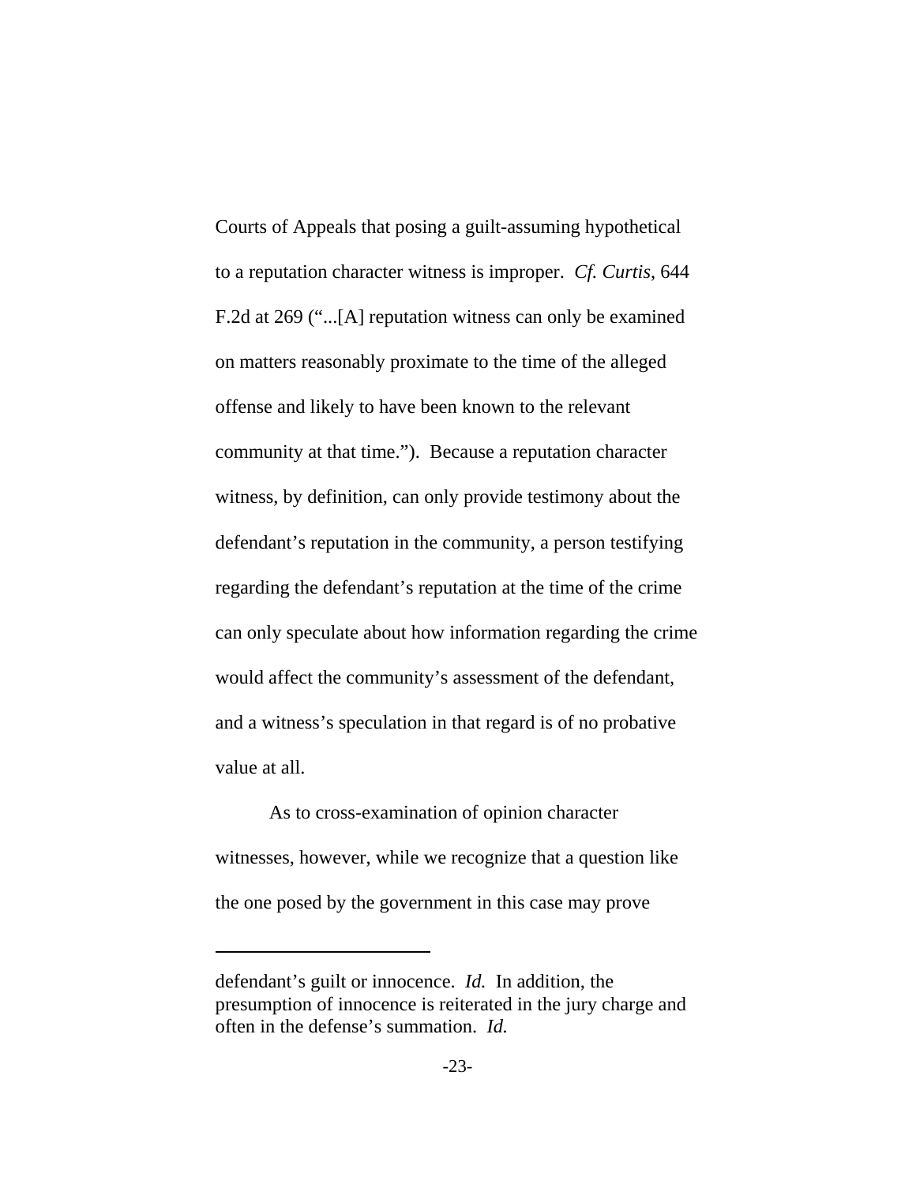Courts of Appeals that posing a guilt-assuming hypothetical to a reputation character witness is improper. *Cf. Curtis*, 644 F.2d at 269 ("...[A] reputation witness can only be examined on matters reasonably proximate to the time of the alleged offense and likely to have been known to the relevant community at that time."). Because a reputation character witness, by definition, can only provide testimony about the defendant's reputation in the community, a person testifying regarding the defendant's reputation at the time of the crime can only speculate about how information regarding the crime would affect the community's assessment of the defendant, and a witness's speculation in that regard is of no probative value at all.

As to cross-examination of opinion character witnesses, however, while we recognize that a question like the one posed by the government in this case may prove

---

defendant's guilt or innocence. *Id.* In addition, the presumption of innocence is reiterated in the jury charge and often in the defense's summation. *Id.*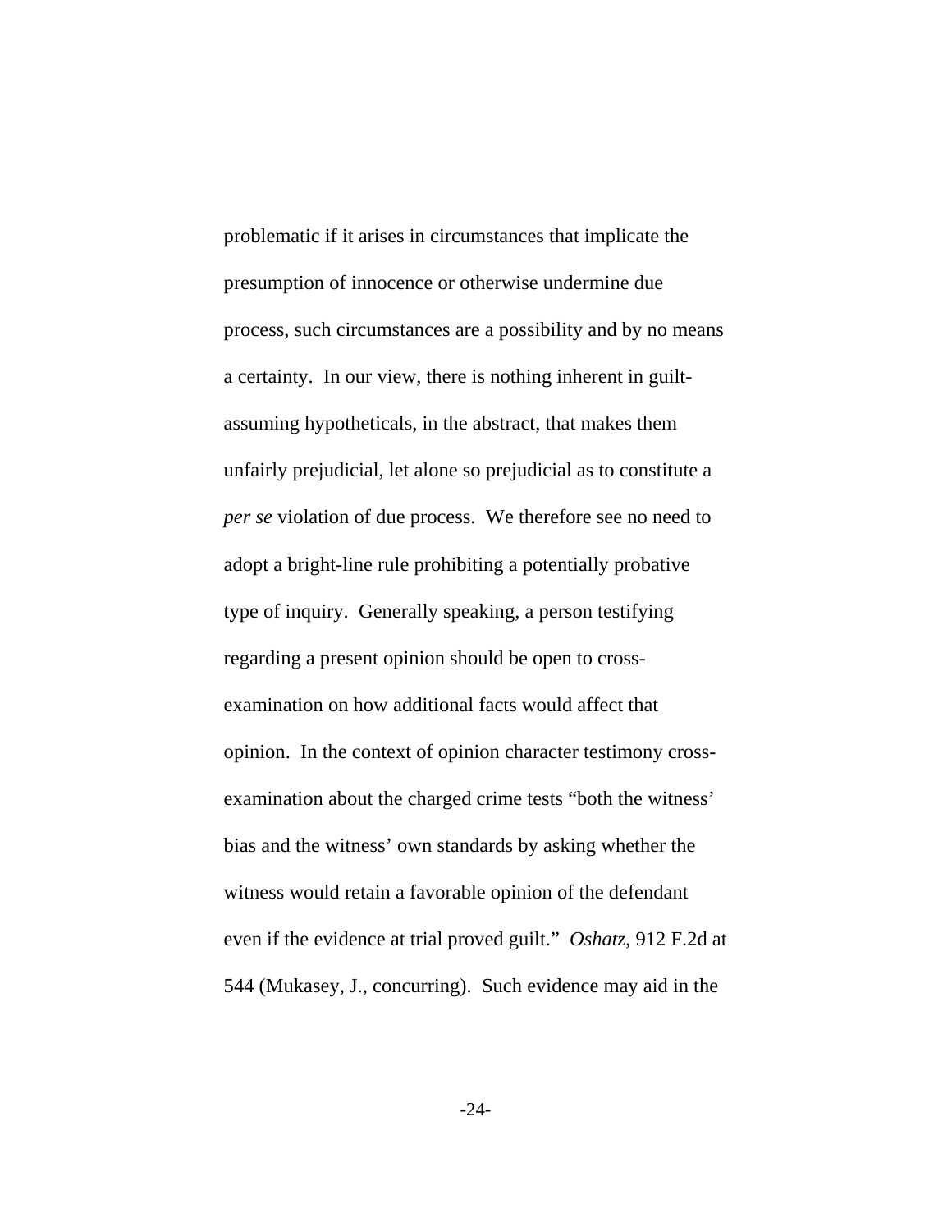problematic if it arises in circumstances that implicate the presumption of innocence or otherwise undermine due process, such circumstances are a possibility and by no means a certainty. In our view, there is nothing inherent in guilt-assuming hypotheticals, in the abstract, that makes them unfairly prejudicial, let alone so prejudicial as to constitute a *per se* violation of due process. We therefore see no need to adopt a bright-line rule prohibiting a potentially probative type of inquiry. Generally speaking, a person testifying regarding a present opinion should be open to cross-examination on how additional facts would affect that opinion. In the context of opinion character testimony cross-examination about the charged crime tests "both the witness' bias and the witness' own standards by asking whether the witness would retain a favorable opinion of the defendant even if the evidence at trial proved guilt." *Oshatz*, 912 F.2d at 544 (Mukasey, J., concurring). Such evidence may aid in the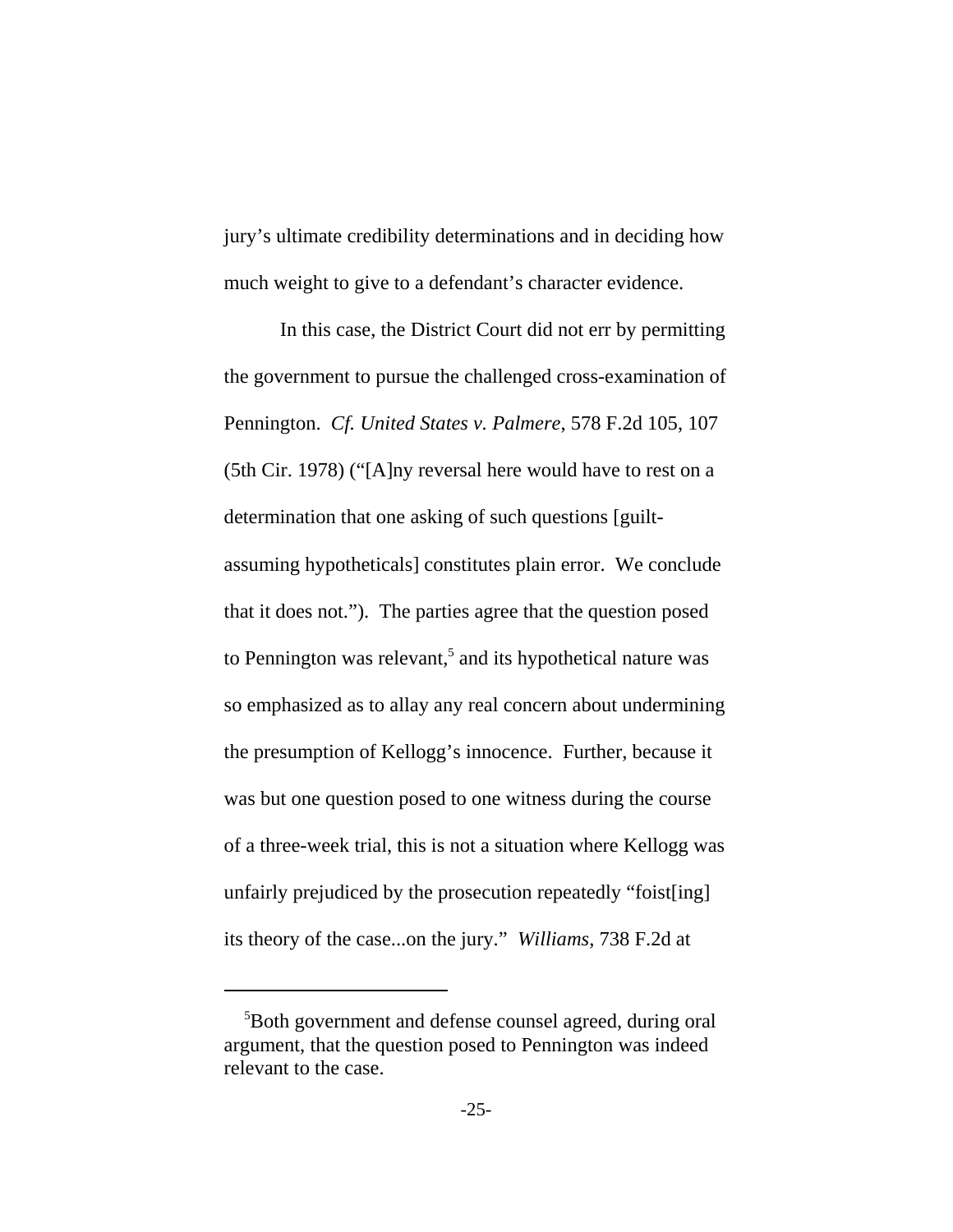jury's ultimate credibility determinations and in deciding how much weight to give to a defendant's character evidence.

In this case, the District Court did not err by permitting the government to pursue the challenged cross-examination of Pennington. *Cf. United States v. Palmere*, 578 F.2d 105, 107 (5th Cir. 1978) ("[A]ny reversal here would have to rest on a determination that one asking of such questions [guilt-assuming hypotheticals] constitutes plain error. We conclude that it does not."). The parties agree that the question posed to Pennington was relevant,[5] and its hypothetical nature was so emphasized as to allay any real concern about undermining the presumption of Kellogg's innocence. Further, because it was but one question posed to one witness during the course of a three-week trial, this is not a situation where Kellogg was unfairly prejudiced by the prosecution repeatedly "foist[ing] its theory of the case...on the jury." *Williams*, 738 F.2d at

---

[5]Both government and defense counsel agreed, during oral argument, that the question posed to Pennington was indeed relevant to the case.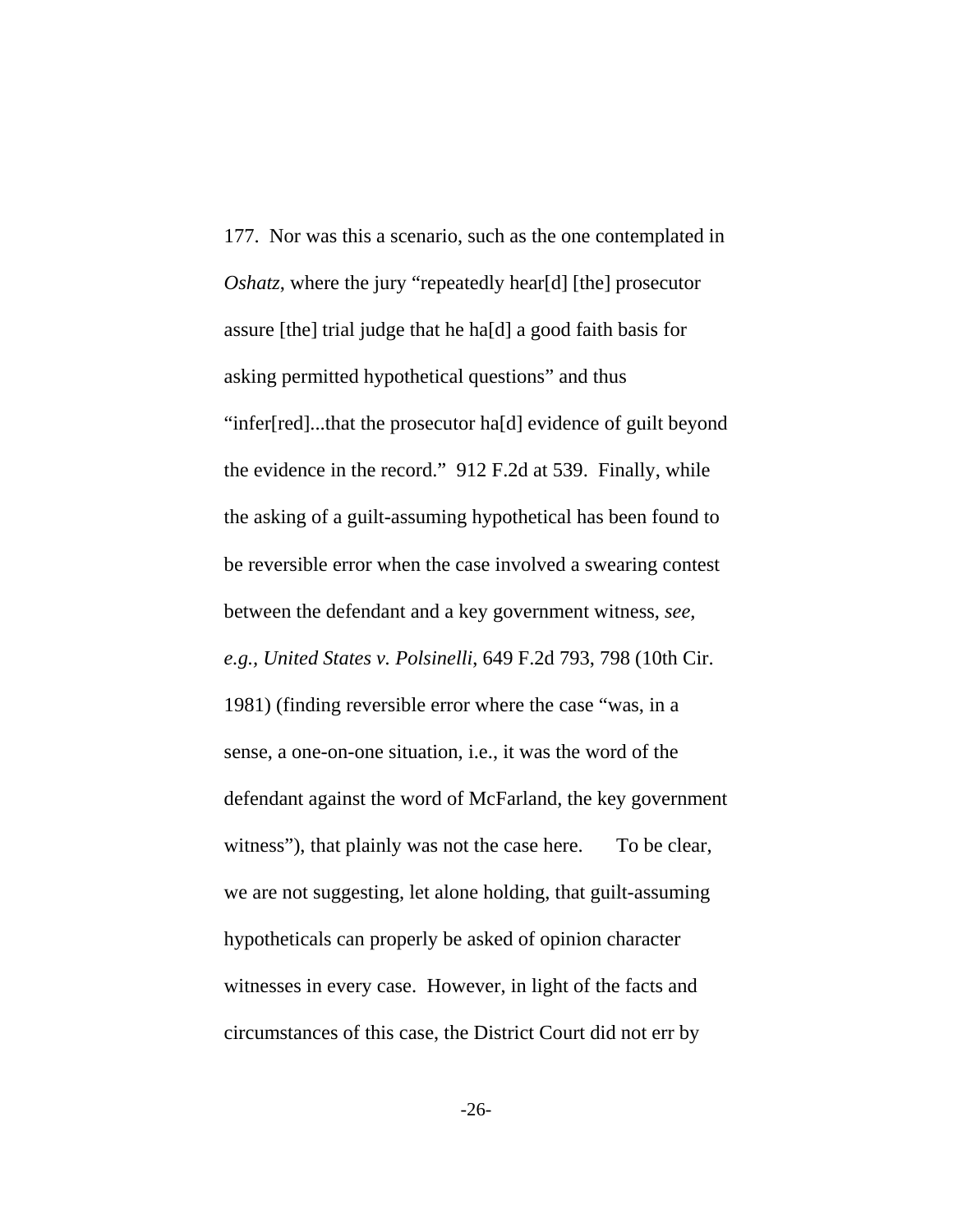177. Nor was this a scenario, such as the one contemplated in *Oshatz*, where the jury "repeatedly hear[d] [the] prosecutor assure [the] trial judge that he ha[d] a good faith basis for asking permitted hypothetical questions" and thus "infer[red]...that the prosecutor ha[d] evidence of guilt beyond the evidence in the record." 912 F.2d at 539. Finally, while the asking of a guilt-assuming hypothetical has been found to be reversible error when the case involved a swearing contest between the defendant and a key government witness, *see, e.g.*, *United States v. Polsinelli*, 649 F.2d 793, 798 (10th Cir. 1981) (finding reversible error where the case "was, in a sense, a one-on-one situation, i.e., it was the word of the defendant against the word of McFarland, the key government witness"), that plainly was not the case here. To be clear, we are not suggesting, let alone holding, that guilt-assuming hypotheticals can properly be asked of opinion character witnesses in every case. However, in light of the facts and circumstances of this case, the District Court did not err by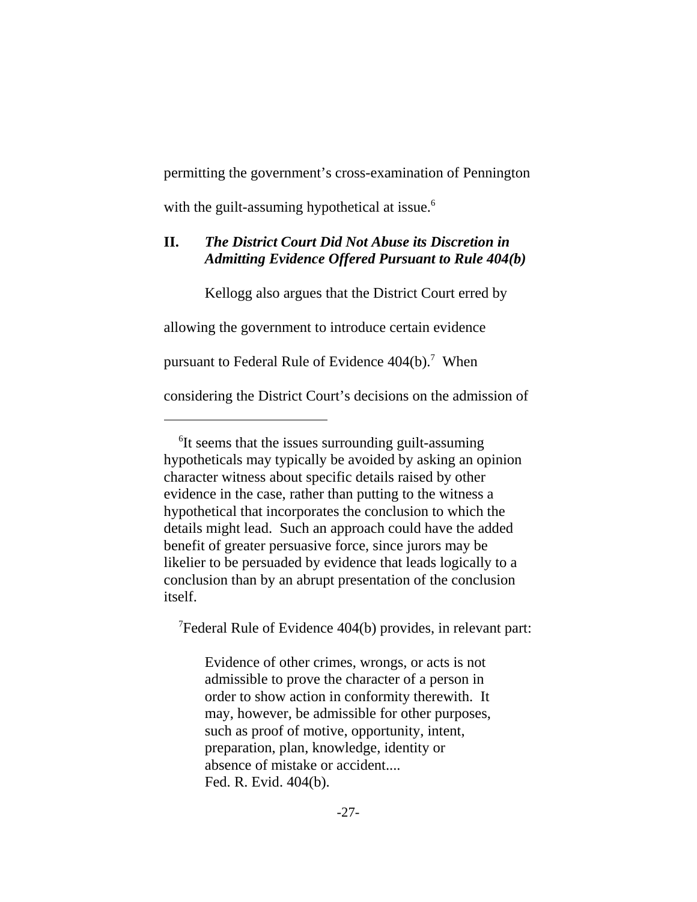permitting the government's cross-examination of Pennington with the guilt-assuming hypothetical at issue.[6]

## II. *The District Court Did Not Abuse its Discretion in Admitting Evidence Offered Pursuant to Rule 404(b)*

Kellogg also argues that the District Court erred by allowing the government to introduce certain evidence pursuant to Federal Rule of Evidence 404(b).[7] When considering the District Court's decisions on the admission of

---

[6]It seems that the issues surrounding guilt-assuming hypotheticals may typically be avoided by asking an opinion character witness about specific details raised by other evidence in the case, rather than putting to the witness a hypothetical that incorporates the conclusion to which the details might lead. Such an approach could have the added benefit of greater persuasive force, since jurors may be likelier to be persuaded by evidence that leads logically to a conclusion than by an abrupt presentation of the conclusion itself.

[7]Federal Rule of Evidence 404(b) provides, in relevant part:

> Evidence of other crimes, wrongs, or acts is not admissible to prove the character of a person in order to show action in conformity therewith. It may, however, be admissible for other purposes, such as proof of motive, opportunity, intent, preparation, plan, knowledge, identity or absence of mistake or accident....
> Fed. R. Evid. 404(b).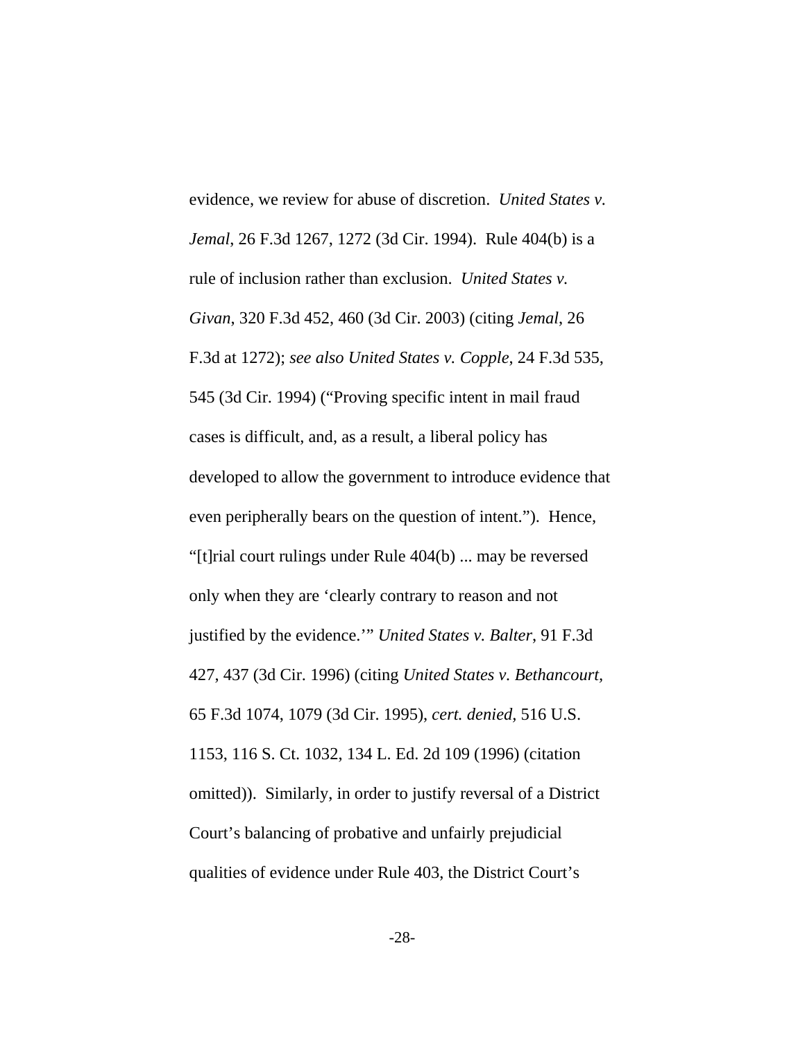evidence, we review for abuse of discretion. *United States v. Jemal*, 26 F.3d 1267, 1272 (3d Cir. 1994). Rule 404(b) is a rule of inclusion rather than exclusion. *United States v. Givan*, 320 F.3d 452, 460 (3d Cir. 2003) (citing *Jemal*, 26 F.3d at 1272); *see also United States v. Copple*, 24 F.3d 535, 545 (3d Cir. 1994) ("Proving specific intent in mail fraud cases is difficult, and, as a result, a liberal policy has developed to allow the government to introduce evidence that even peripherally bears on the question of intent."). Hence, "[t]rial court rulings under Rule 404(b) ... may be reversed only when they are 'clearly contrary to reason and not justified by the evidence.'" *United States v. Balter*, 91 F.3d 427, 437 (3d Cir. 1996) (citing *United States v. Bethancourt*, 65 F.3d 1074, 1079 (3d Cir. 1995), *cert. denied*, 516 U.S. 1153, 116 S. Ct. 1032, 134 L. Ed. 2d 109 (1996) (citation omitted)). Similarly, in order to justify reversal of a District Court's balancing of probative and unfairly prejudicial qualities of evidence under Rule 403, the District Court's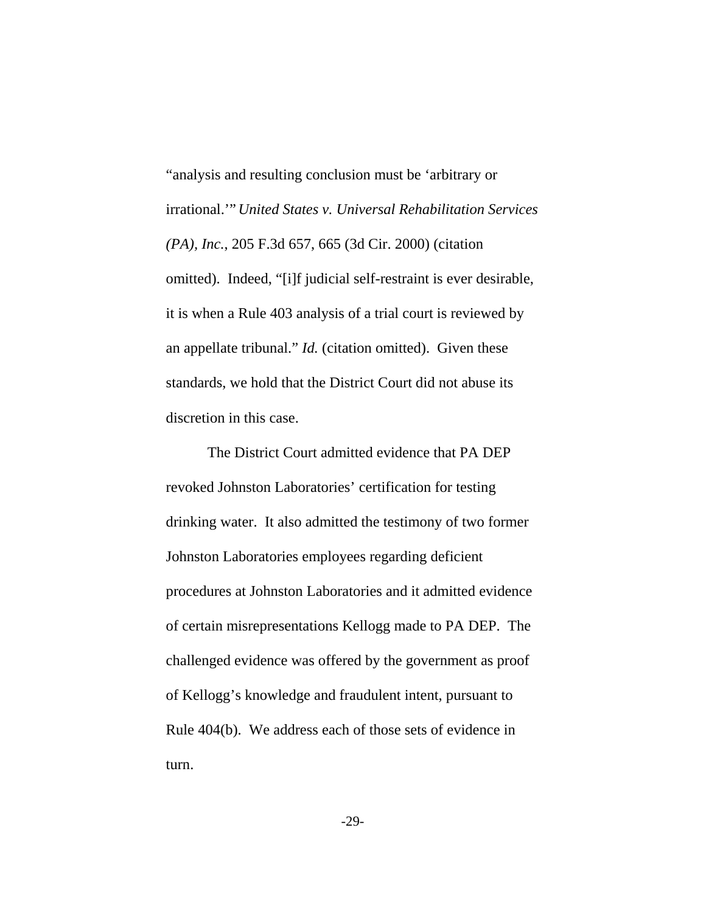"analysis and resulting conclusion must be 'arbitrary or irrational.'" *United States v. Universal Rehabilitation Services (PA), Inc.*, 205 F.3d 657, 665 (3d Cir. 2000) (citation omitted). Indeed, "[i]f judicial self-restraint is ever desirable, it is when a Rule 403 analysis of a trial court is reviewed by an appellate tribunal." *Id.* (citation omitted). Given these standards, we hold that the District Court did not abuse its discretion in this case.

The District Court admitted evidence that PA DEP revoked Johnston Laboratories' certification for testing drinking water. It also admitted the testimony of two former Johnston Laboratories employees regarding deficient procedures at Johnston Laboratories and it admitted evidence of certain misrepresentations Kellogg made to PA DEP. The challenged evidence was offered by the government as proof of Kellogg's knowledge and fraudulent intent, pursuant to Rule 404(b). We address each of those sets of evidence in turn.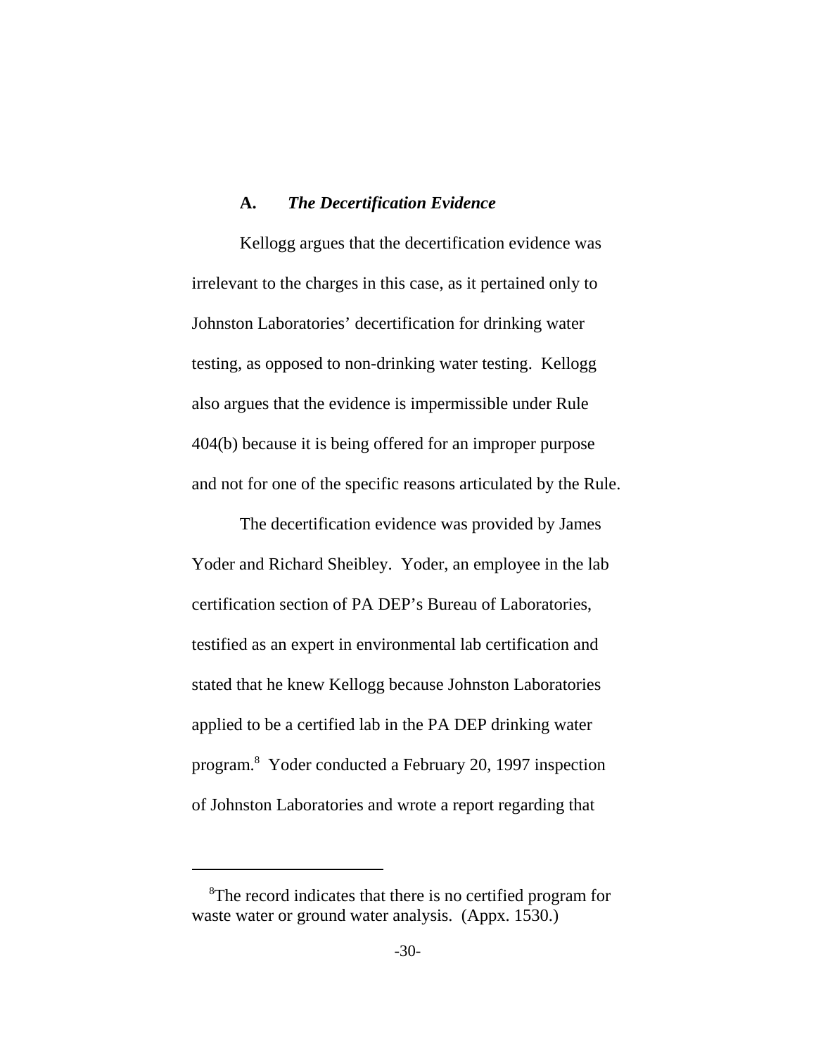### A. *The Decertification Evidence*

Kellogg argues that the decertification evidence was irrelevant to the charges in this case, as it pertained only to Johnston Laboratories' decertification for drinking water testing, as opposed to non-drinking water testing. Kellogg also argues that the evidence is impermissible under Rule 404(b) because it is being offered for an improper purpose and not for one of the specific reasons articulated by the Rule.

The decertification evidence was provided by James Yoder and Richard Sheibley. Yoder, an employee in the lab certification section of PA DEP's Bureau of Laboratories, testified as an expert in environmental lab certification and stated that he knew Kellogg because Johnston Laboratories applied to be a certified lab in the PA DEP drinking water program.[8] Yoder conducted a February 20, 1997 inspection of Johnston Laboratories and wrote a report regarding that

---

[8] The record indicates that there is no certified program for waste water or ground water analysis. (Appx. 1530.)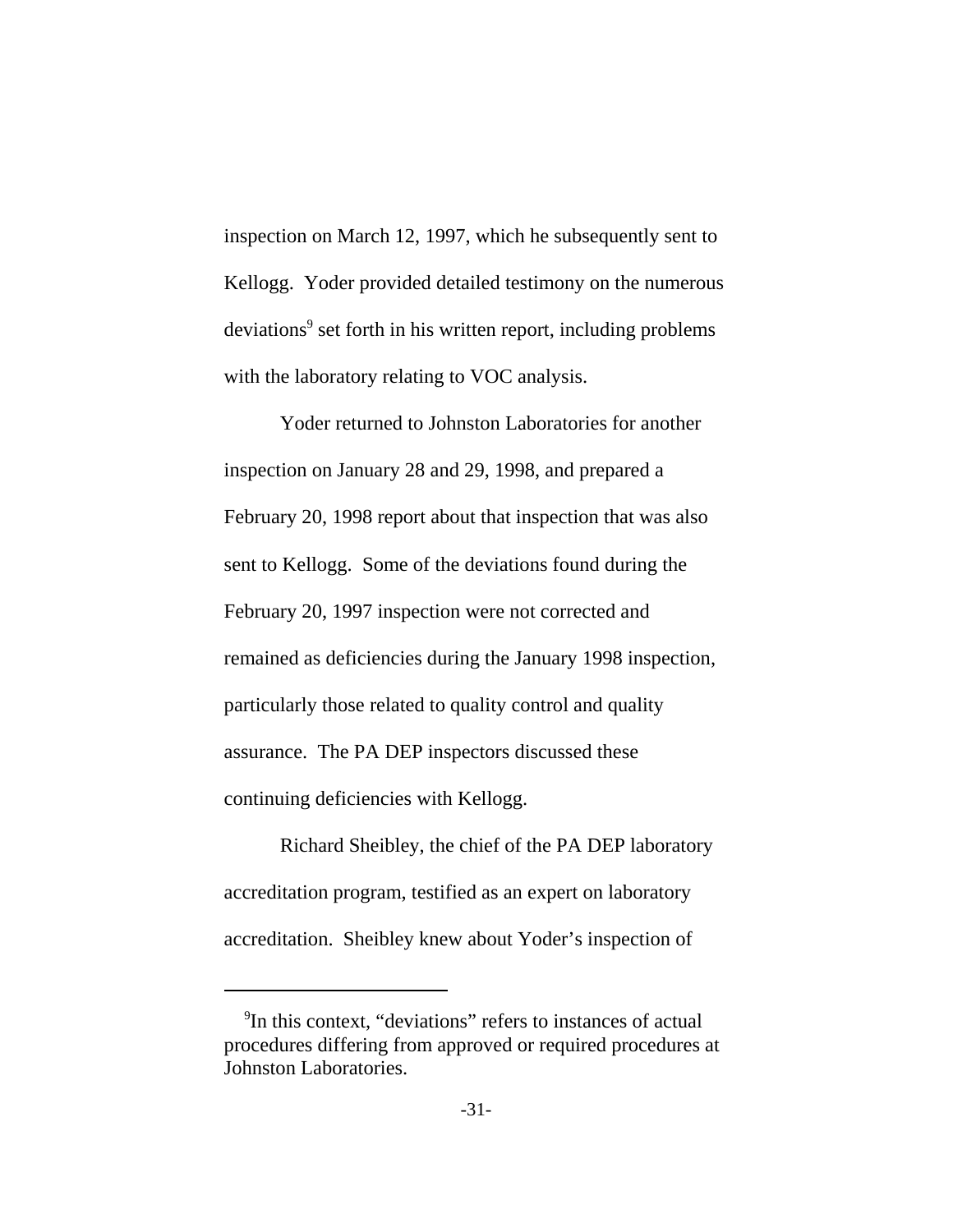inspection on March 12, 1997, which he subsequently sent to Kellogg. Yoder provided detailed testimony on the numerous deviations[9] set forth in his written report, including problems with the laboratory relating to VOC analysis.

Yoder returned to Johnston Laboratories for another inspection on January 28 and 29, 1998, and prepared a February 20, 1998 report about that inspection that was also sent to Kellogg. Some of the deviations found during the February 20, 1997 inspection were not corrected and remained as deficiencies during the January 1998 inspection, particularly those related to quality control and quality assurance. The PA DEP inspectors discussed these continuing deficiencies with Kellogg.

Richard Sheibley, the chief of the PA DEP laboratory accreditation program, testified as an expert on laboratory accreditation. Sheibley knew about Yoder's inspection of

---

[9]In this context, "deviations" refers to instances of actual procedures differing from approved or required procedures at Johnston Laboratories.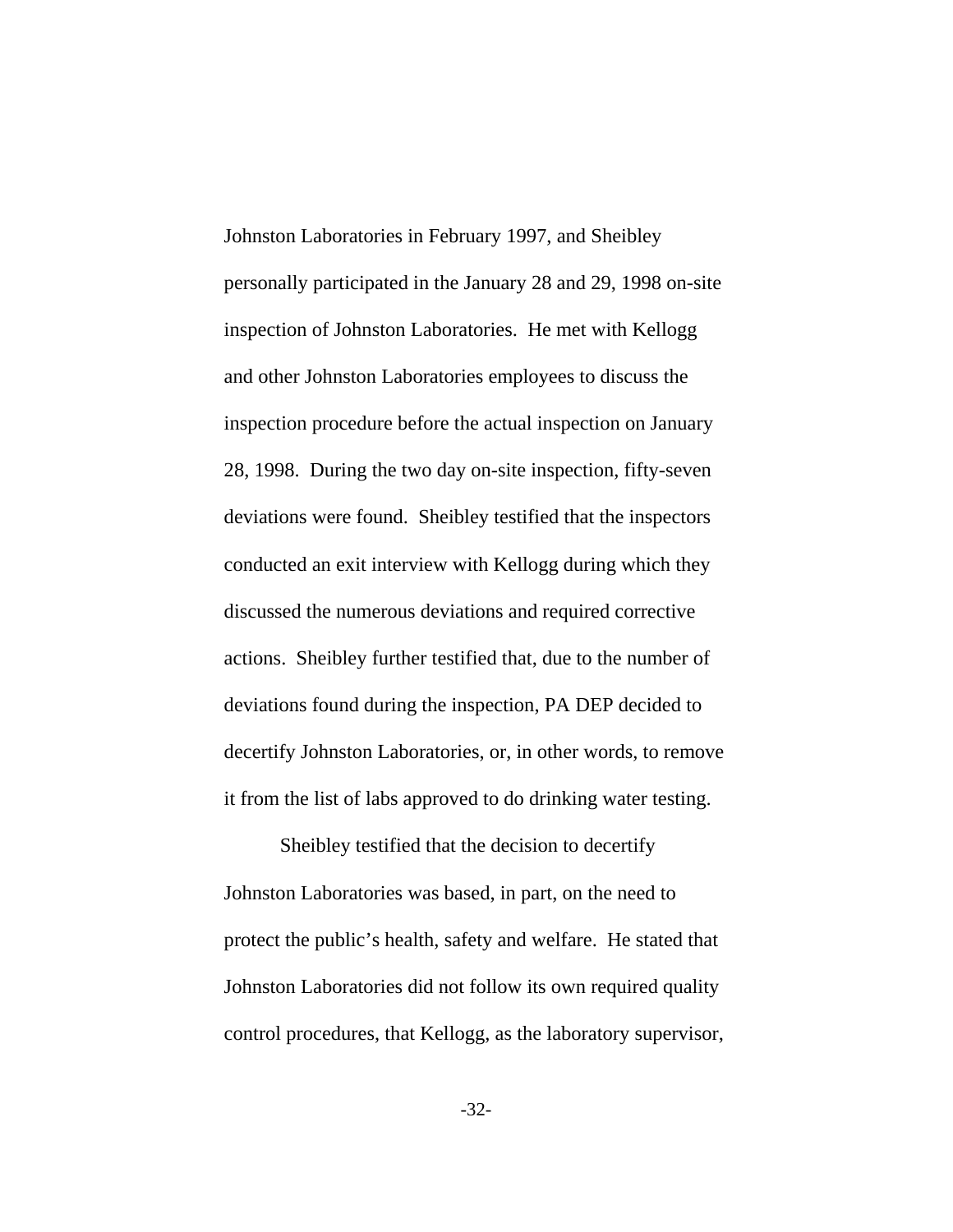Johnston Laboratories in February 1997, and Sheibley personally participated in the January 28 and 29, 1998 on-site inspection of Johnston Laboratories. He met with Kellogg and other Johnston Laboratories employees to discuss the inspection procedure before the actual inspection on January 28, 1998. During the two day on-site inspection, fifty-seven deviations were found. Sheibley testified that the inspectors conducted an exit interview with Kellogg during which they discussed the numerous deviations and required corrective actions. Sheibley further testified that, due to the number of deviations found during the inspection, PA DEP decided to decertify Johnston Laboratories, or, in other words, to remove it from the list of labs approved to do drinking water testing.

Sheibley testified that the decision to decertify Johnston Laboratories was based, in part, on the need to protect the public's health, safety and welfare. He stated that Johnston Laboratories did not follow its own required quality control procedures, that Kellogg, as the laboratory supervisor,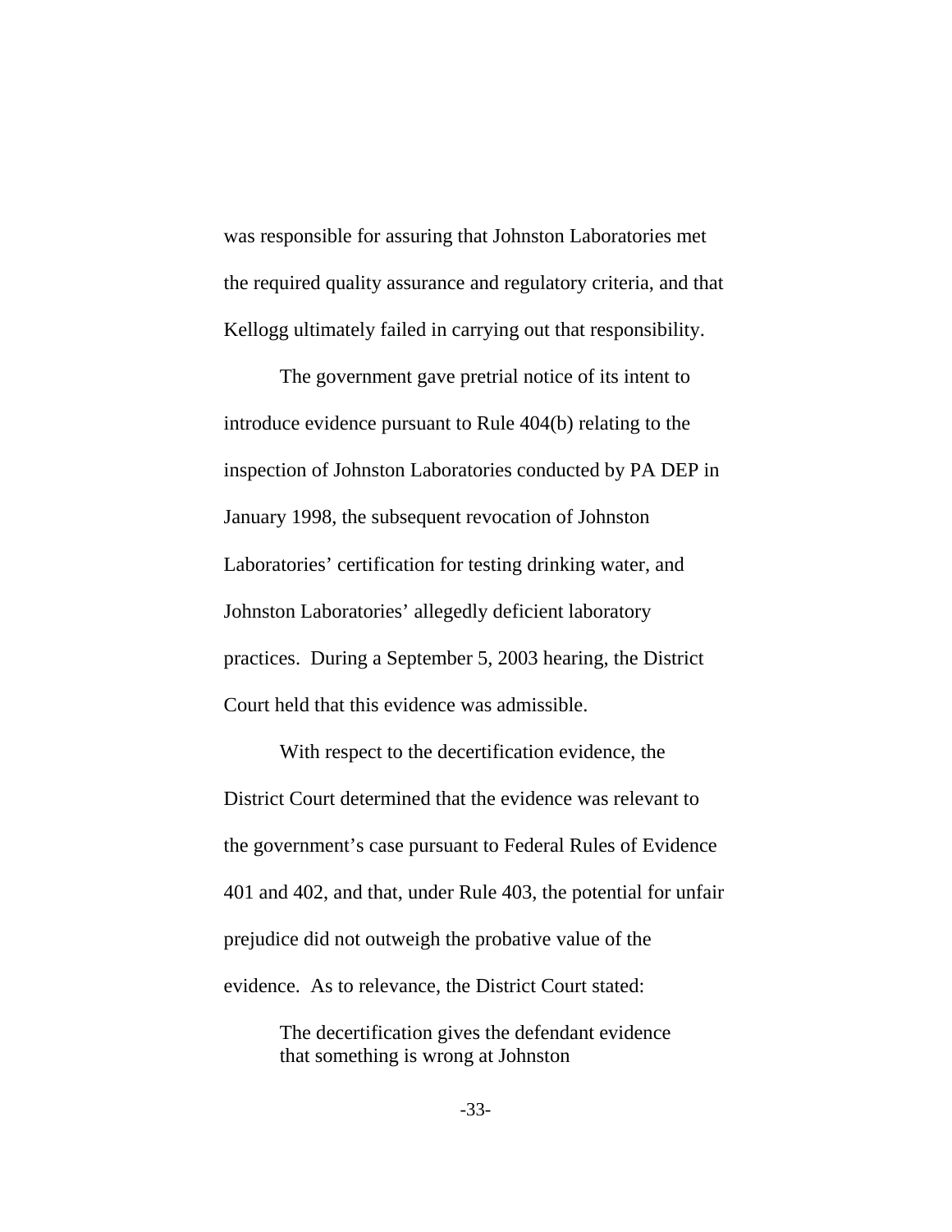was responsible for assuring that Johnston Laboratories met the required quality assurance and regulatory criteria, and that Kellogg ultimately failed in carrying out that responsibility.

The government gave pretrial notice of its intent to introduce evidence pursuant to Rule 404(b) relating to the inspection of Johnston Laboratories conducted by PA DEP in January 1998, the subsequent revocation of Johnston Laboratories' certification for testing drinking water, and Johnston Laboratories' allegedly deficient laboratory practices. During a September 5, 2003 hearing, the District Court held that this evidence was admissible.

With respect to the decertification evidence, the District Court determined that the evidence was relevant to the government's case pursuant to Federal Rules of Evidence 401 and 402, and that, under Rule 403, the potential for unfair prejudice did not outweigh the probative value of the evidence. As to relevance, the District Court stated:

> The decertification gives the defendant evidence that something is wrong at Johnston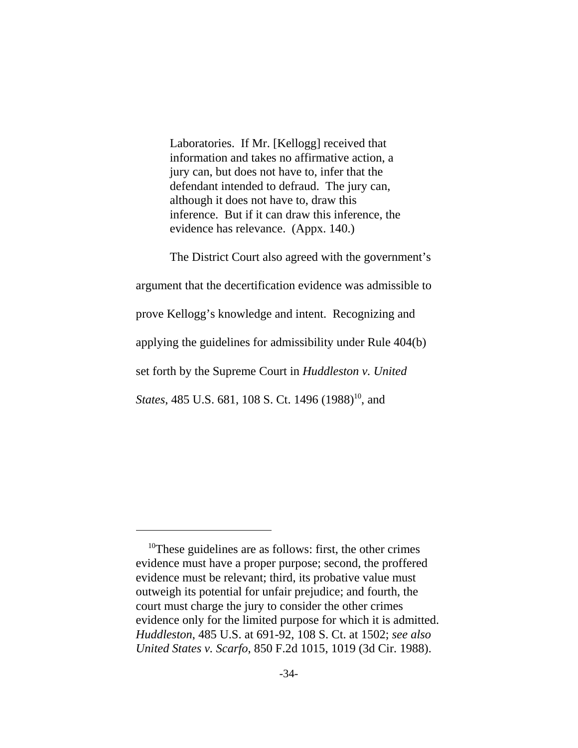> Laboratories. If Mr. [Kellogg] received that information and takes no affirmative action, a jury can, but does not have to, infer that the defendant intended to defraud. The jury can, although it does not have to, draw this inference. But if it can draw this inference, the evidence has relevance. (Appx. 140.)

The District Court also agreed with the government's argument that the decertification evidence was admissible to prove Kellogg's knowledge and intent. Recognizing and applying the guidelines for admissibility under Rule 404(b) set forth by the Supreme Court in *Huddleston v. United States*, 485 U.S. 681, 108 S. Ct. 1496 (1988)[10], and

---

[10]These guidelines are as follows: first, the other crimes evidence must have a proper purpose; second, the proffered evidence must be relevant; third, its probative value must outweigh its potential for unfair prejudice; and fourth, the court must charge the jury to consider the other crimes evidence only for the limited purpose for which it is admitted. *Huddleston*, 485 U.S. at 691-92, 108 S. Ct. at 1502; *see also United States v. Scarfo*, 850 F.2d 1015, 1019 (3d Cir. 1988).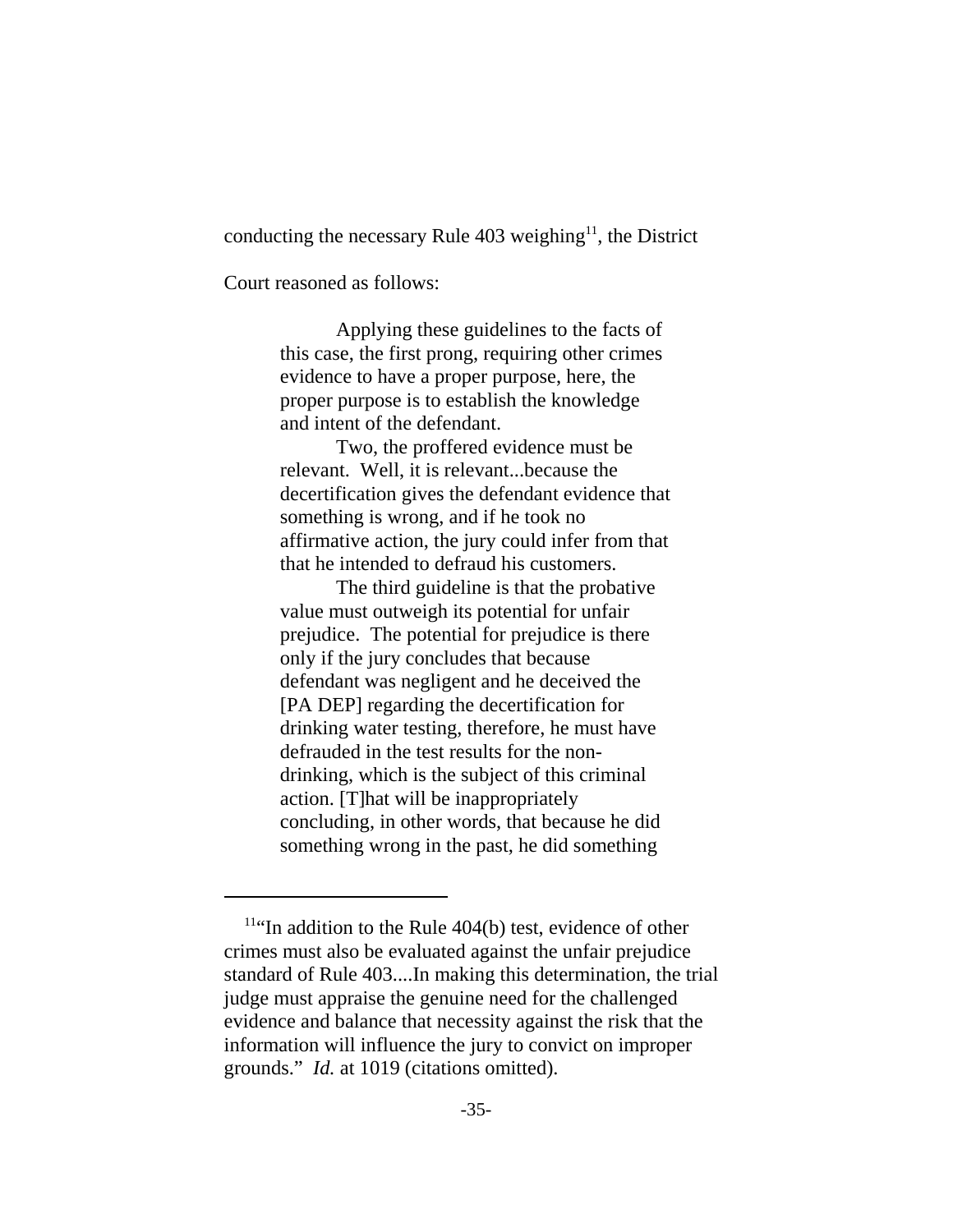conducting the necessary Rule 403 weighing[11], the District Court reasoned as follows:

> Applying these guidelines to the facts of this case, the first prong, requiring other crimes evidence to have a proper purpose, here, the proper purpose is to establish the knowledge and intent of the defendant.
>
> Two, the proffered evidence must be relevant. Well, it is relevant...because the decertification gives the defendant evidence that something is wrong, and if he took no affirmative action, the jury could infer from that that he intended to defraud his customers.
>
> The third guideline is that the probative value must outweigh its potential for unfair prejudice. The potential for prejudice is there only if the jury concludes that because defendant was negligent and he deceived the [PA DEP] regarding the decertification for drinking water testing, therefore, he must have defrauded in the test results for the non-drinking, which is the subject of this criminal action. [T]hat will be inappropriately concluding, in other words, that because he did something wrong in the past, he did something

---

[11] "In addition to the Rule 404(b) test, evidence of other crimes must also be evaluated against the unfair prejudice standard of Rule 403....In making this determination, the trial judge must appraise the genuine need for the challenged evidence and balance that necessity against the risk that the information will influence the jury to convict on improper grounds." *Id.* at 1019 (citations omitted).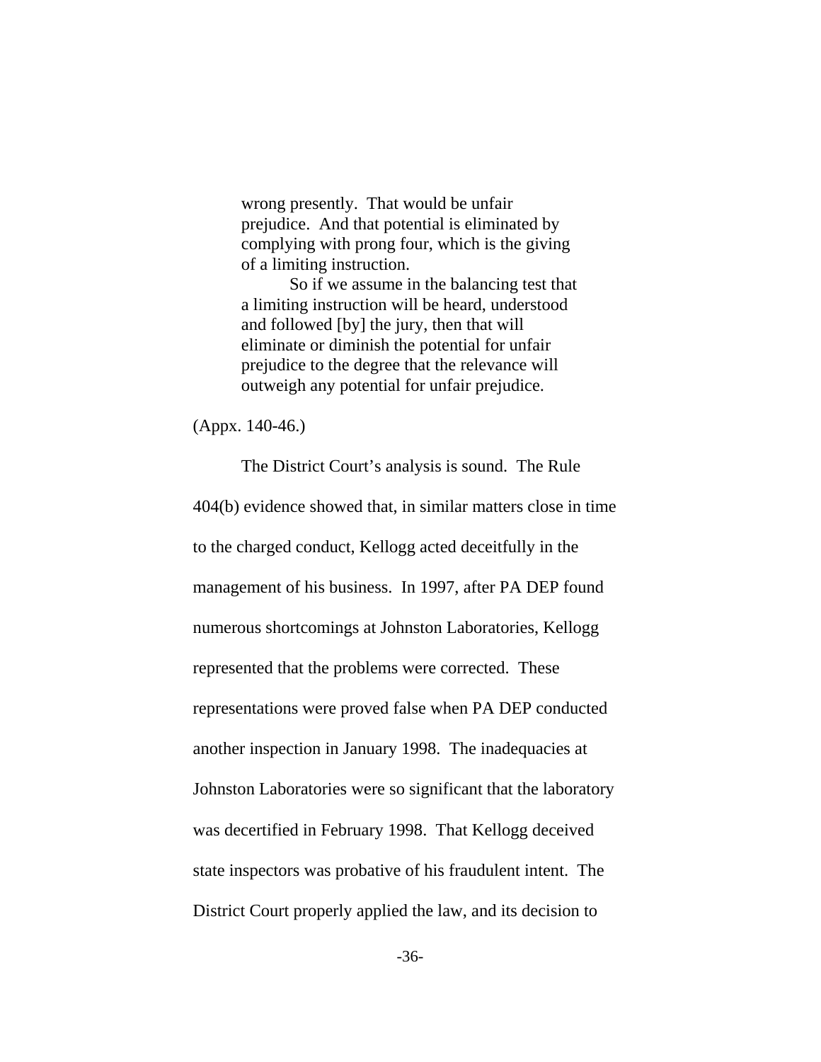> wrong presently. That would be unfair prejudice. And that potential is eliminated by complying with prong four, which is the giving of a limiting instruction.
>
> So if we assume in the balancing test that a limiting instruction will be heard, understood and followed [by] the jury, then that will eliminate or diminish the potential for unfair prejudice to the degree that the relevance will outweigh any potential for unfair prejudice.

(Appx. 140-46.)

The District Court's analysis is sound. The Rule 404(b) evidence showed that, in similar matters close in time to the charged conduct, Kellogg acted deceitfully in the management of his business. In 1997, after PA DEP found numerous shortcomings at Johnston Laboratories, Kellogg represented that the problems were corrected. These representations were proved false when PA DEP conducted another inspection in January 1998. The inadequacies at Johnston Laboratories were so significant that the laboratory was decertified in February 1998. That Kellogg deceived state inspectors was probative of his fraudulent intent. The District Court properly applied the law, and its decision to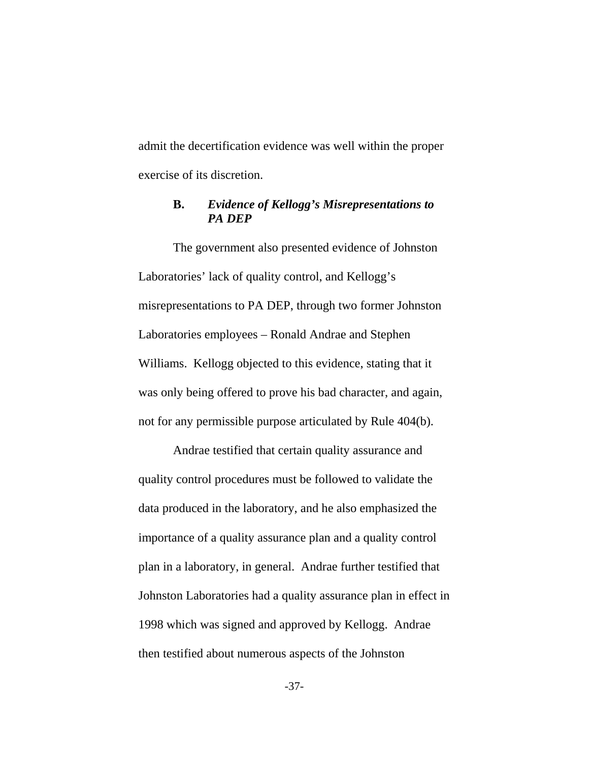admit the decertification evidence was well within the proper exercise of its discretion.

### B. *Evidence of Kellogg's Misrepresentations to PA DEP*

The government also presented evidence of Johnston Laboratories' lack of quality control, and Kellogg's misrepresentations to PA DEP, through two former Johnston Laboratories employees – Ronald Andrae and Stephen Williams. Kellogg objected to this evidence, stating that it was only being offered to prove his bad character, and again, not for any permissible purpose articulated by Rule 404(b).

Andrae testified that certain quality assurance and quality control procedures must be followed to validate the data produced in the laboratory, and he also emphasized the importance of a quality assurance plan and a quality control plan in a laboratory, in general. Andrae further testified that Johnston Laboratories had a quality assurance plan in effect in 1998 which was signed and approved by Kellogg. Andrae then testified about numerous aspects of the Johnston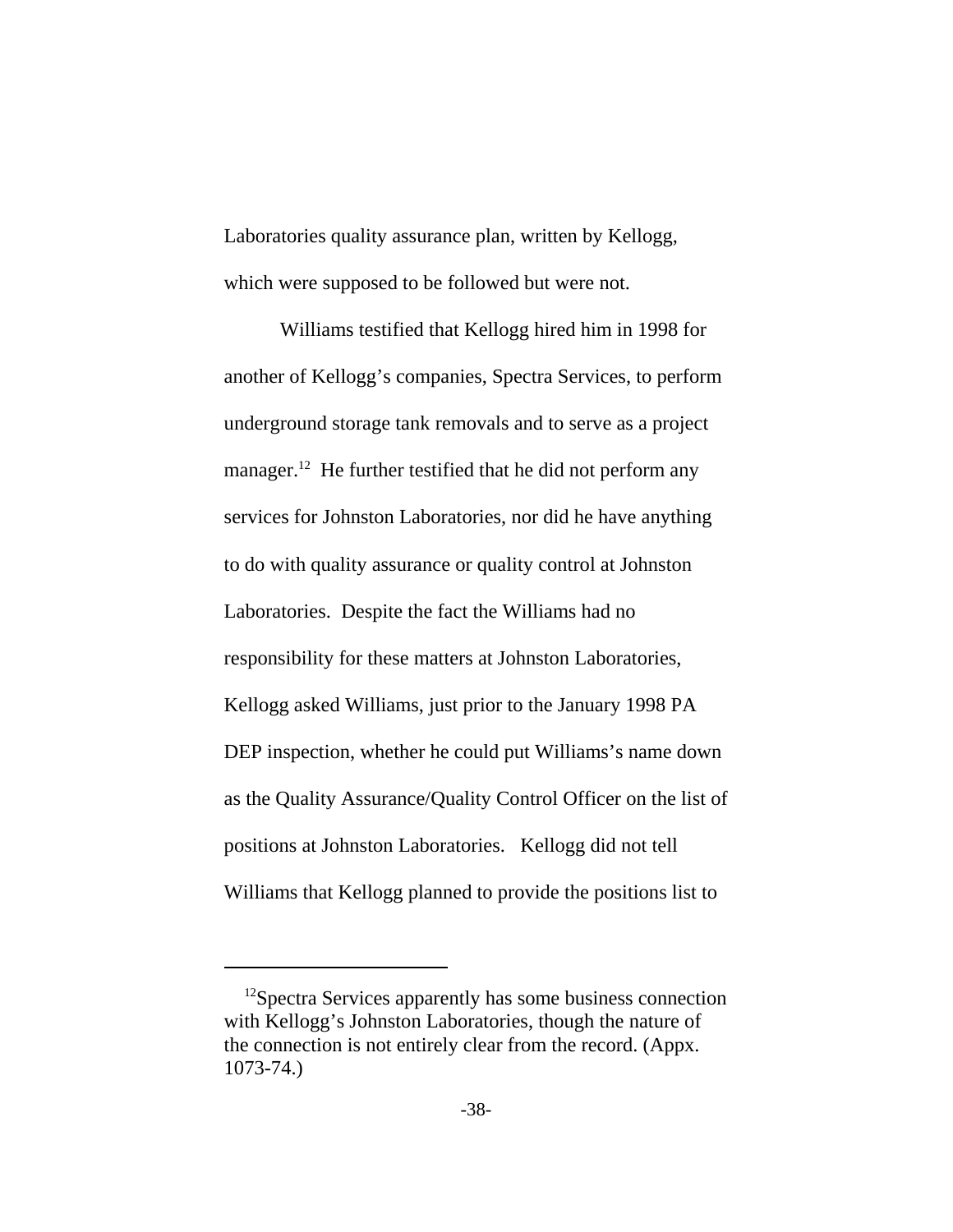Laboratories quality assurance plan, written by Kellogg, which were supposed to be followed but were not.

Williams testified that Kellogg hired him in 1998 for another of Kellogg's companies, Spectra Services, to perform underground storage tank removals and to serve as a project manager.[12] He further testified that he did not perform any services for Johnston Laboratories, nor did he have anything to do with quality assurance or quality control at Johnston Laboratories. Despite the fact the Williams had no responsibility for these matters at Johnston Laboratories, Kellogg asked Williams, just prior to the January 1998 PA DEP inspection, whether he could put Williams's name down as the Quality Assurance/Quality Control Officer on the list of positions at Johnston Laboratories. Kellogg did not tell Williams that Kellogg planned to provide the positions list to

---

[12] Spectra Services apparently has some business connection with Kellogg's Johnston Laboratories, though the nature of the connection is not entirely clear from the record. (Appx. 1073-74.)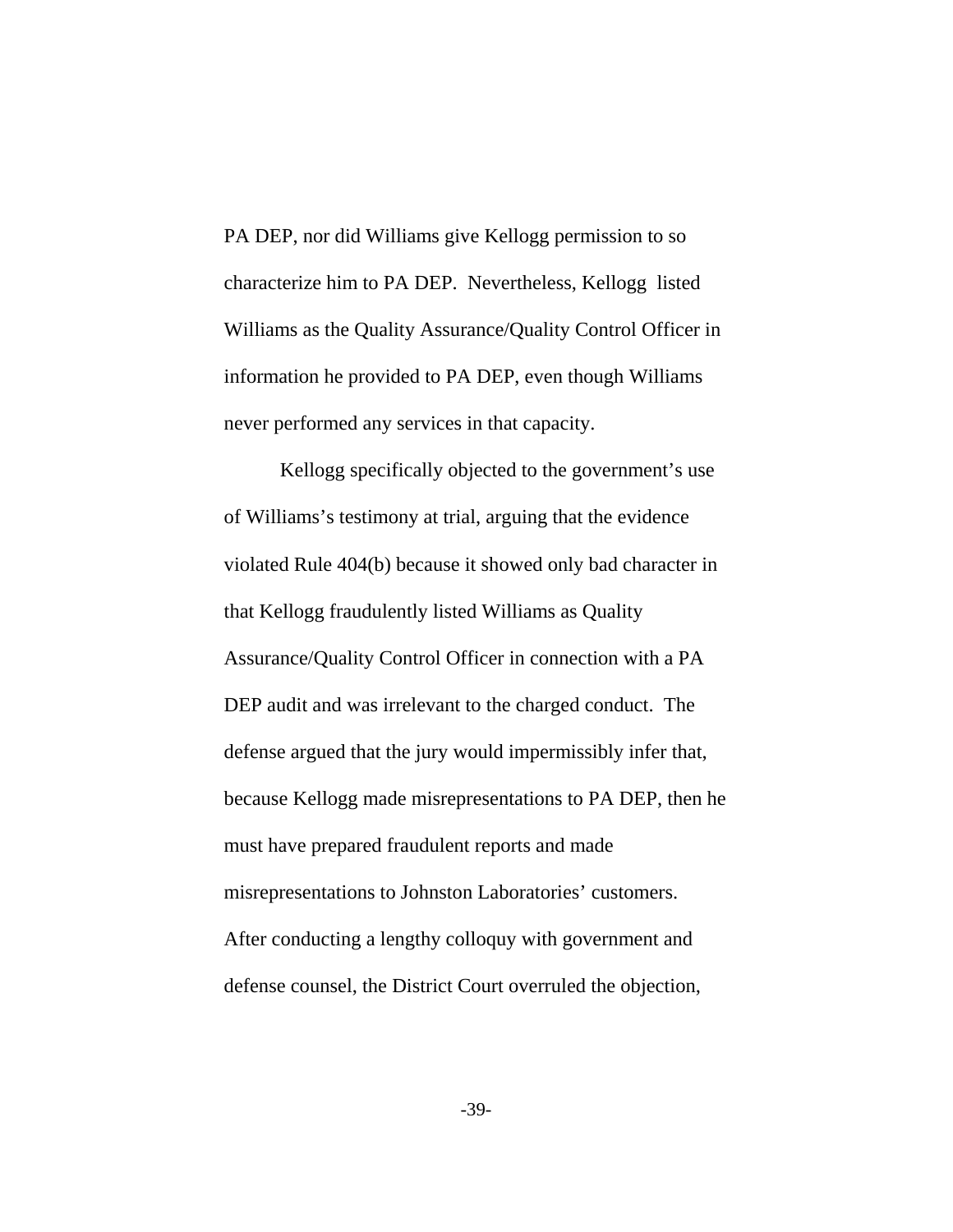PA DEP, nor did Williams give Kellogg permission to so characterize him to PA DEP. Nevertheless, Kellogg listed Williams as the Quality Assurance/Quality Control Officer in information he provided to PA DEP, even though Williams never performed any services in that capacity.

Kellogg specifically objected to the government's use of Williams's testimony at trial, arguing that the evidence violated Rule 404(b) because it showed only bad character in that Kellogg fraudulently listed Williams as Quality Assurance/Quality Control Officer in connection with a PA DEP audit and was irrelevant to the charged conduct. The defense argued that the jury would impermissibly infer that, because Kellogg made misrepresentations to PA DEP, then he must have prepared fraudulent reports and made misrepresentations to Johnston Laboratories' customers. After conducting a lengthy colloquy with government and defense counsel, the District Court overruled the objection,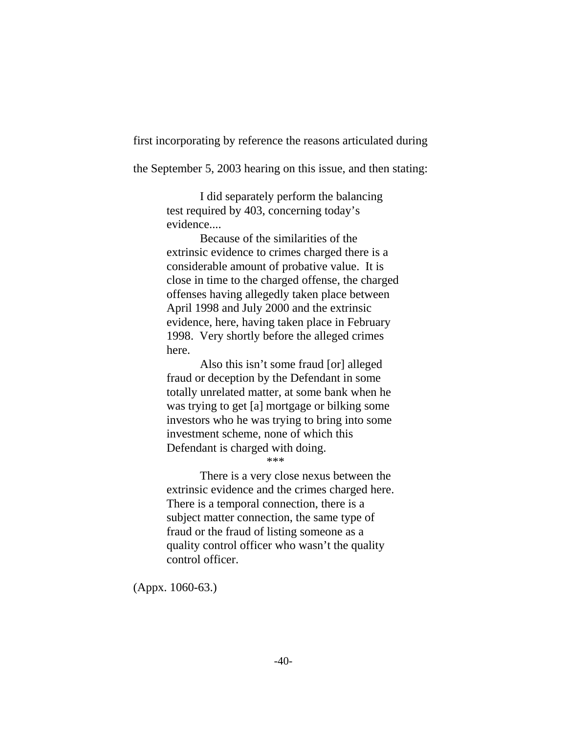first incorporating by reference the reasons articulated during the September 5, 2003 hearing on this issue, and then stating:

> I did separately perform the balancing test required by 403, concerning today's evidence....
>
> Because of the similarities of the extrinsic evidence to crimes charged there is a considerable amount of probative value. It is close in time to the charged offense, the charged offenses having allegedly taken place between April 1998 and July 2000 and the extrinsic evidence, here, having taken place in February 1998. Very shortly before the alleged crimes here.
>
> Also this isn't some fraud [or] alleged fraud or deception by the Defendant in some totally unrelated matter, at some bank when he was trying to get [a] mortgage or bilking some investors who he was trying to bring into some investment scheme, none of which this Defendant is charged with doing.
>
> \*\*\*
>
> There is a very close nexus between the extrinsic evidence and the crimes charged here. There is a temporal connection, there is a subject matter connection, the same type of fraud or the fraud of listing someone as a quality control officer who wasn't the quality control officer.

(Appx. 1060-63.)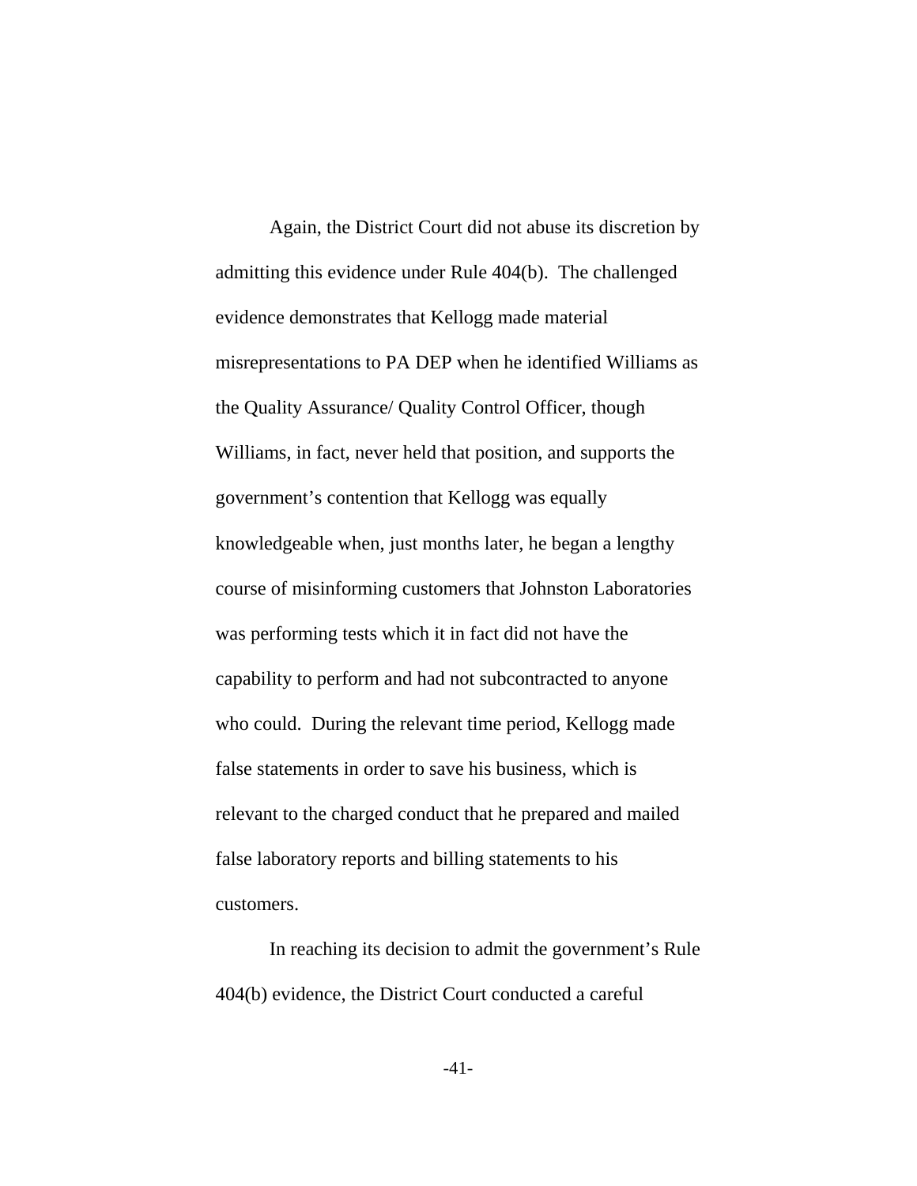Again, the District Court did not abuse its discretion by admitting this evidence under Rule 404(b). The challenged evidence demonstrates that Kellogg made material misrepresentations to PA DEP when he identified Williams as the Quality Assurance/ Quality Control Officer, though Williams, in fact, never held that position, and supports the government's contention that Kellogg was equally knowledgeable when, just months later, he began a lengthy course of misinforming customers that Johnston Laboratories was performing tests which it in fact did not have the capability to perform and had not subcontracted to anyone who could. During the relevant time period, Kellogg made false statements in order to save his business, which is relevant to the charged conduct that he prepared and mailed false laboratory reports and billing statements to his customers.

In reaching its decision to admit the government's Rule 404(b) evidence, the District Court conducted a careful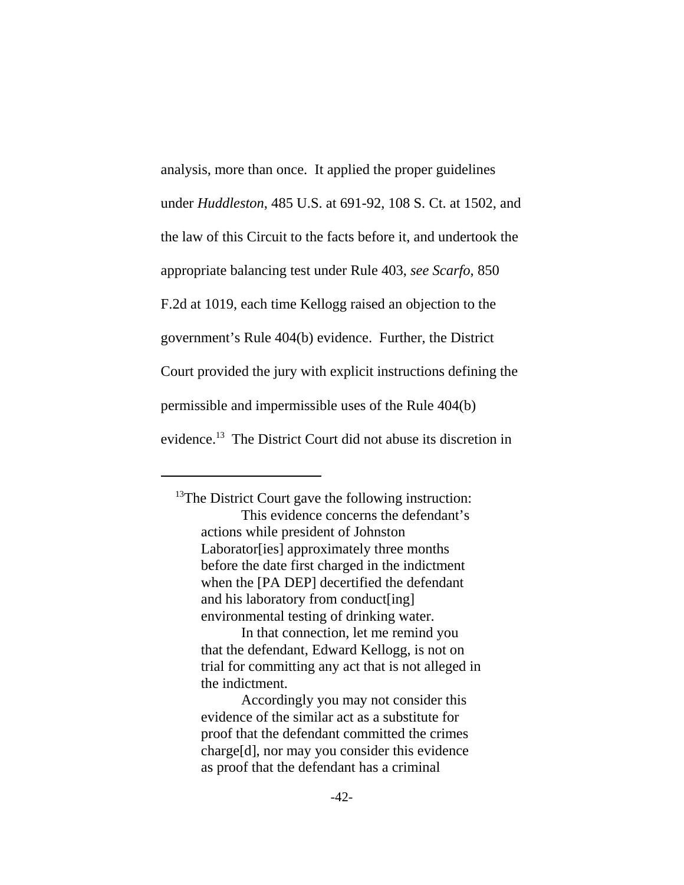analysis, more than once. It applied the proper guidelines under *Huddleston*, 485 U.S. at 691-92, 108 S. Ct. at 1502, and the law of this Circuit to the facts before it, and undertook the appropriate balancing test under Rule 403, *see Scarfo*, 850 F.2d at 1019, each time Kellogg raised an objection to the government's Rule 404(b) evidence. Further, the District Court provided the jury with explicit instructions defining the permissible and impermissible uses of the Rule 404(b) evidence.[13] The District Court did not abuse its discretion in

---

[13]The District Court gave the following instruction:

> This evidence concerns the defendant's actions while president of Johnston Laborator[ies] approximately three months before the date first charged in the indictment when the [PA DEP] decertified the defendant and his laboratory from conduct[ing] environmental testing of drinking water.
>
> In that connection, let me remind you that the defendant, Edward Kellogg, is not on trial for committing any act that is not alleged in the indictment.
>
> Accordingly you may not consider this evidence of the similar act as a substitute for proof that the defendant committed the crimes charge[d], nor may you consider this evidence as proof that the defendant has a criminal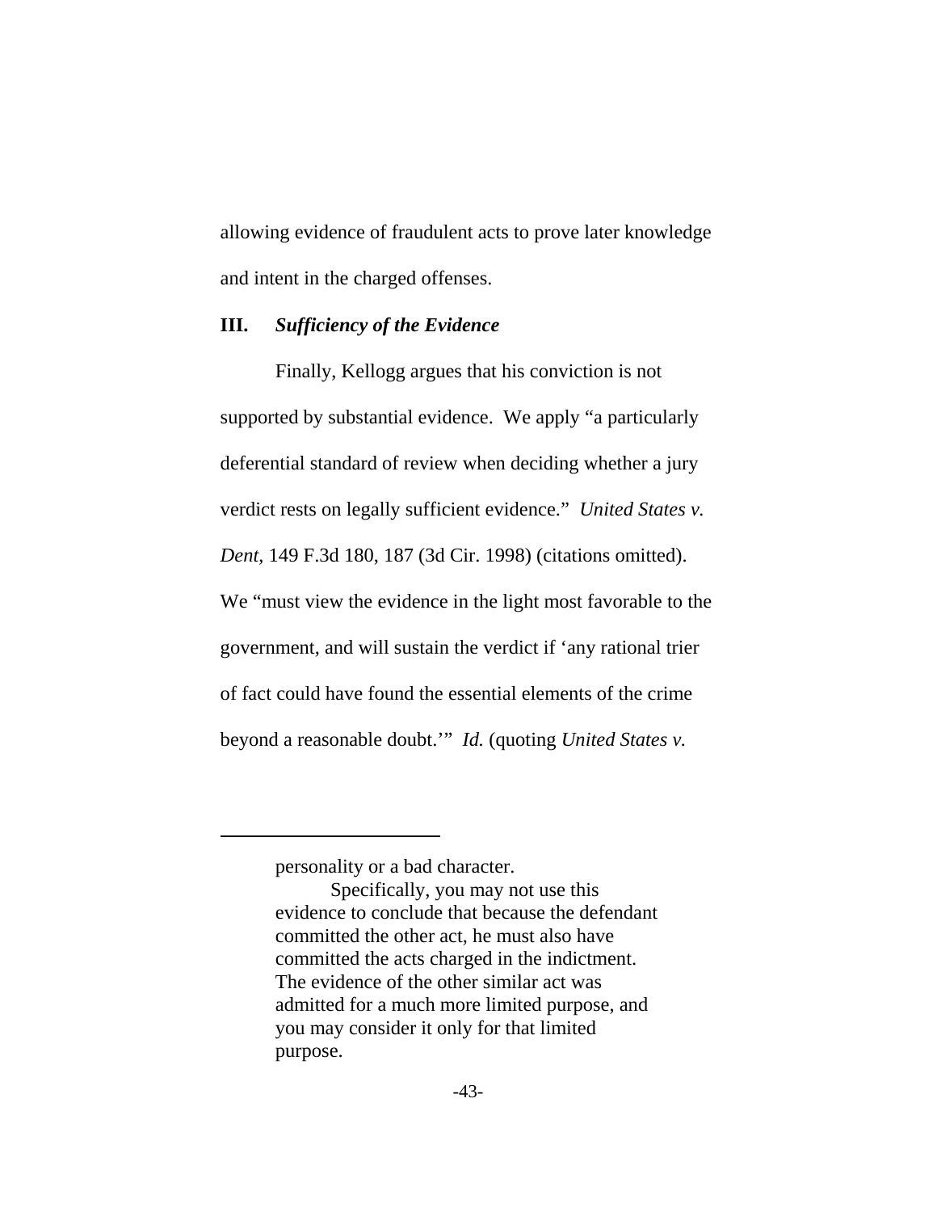allowing evidence of fraudulent acts to prove later knowledge and intent in the charged offenses.

### III. *Sufficiency of the Evidence*

Finally, Kellogg argues that his conviction is not supported by substantial evidence. We apply "a particularly deferential standard of review when deciding whether a jury verdict rests on legally sufficient evidence." *United States v. Dent*, 149 F.3d 180, 187 (3d Cir. 1998) (citations omitted). We "must view the evidence in the light most favorable to the government, and will sustain the verdict if 'any rational trier of fact could have found the essential elements of the crime beyond a reasonable doubt.'" *Id.* (quoting *United States v.*

---

> personality or a bad character.
>
> Specifically, you may not use this evidence to conclude that because the defendant committed the other act, he must also have committed the acts charged in the indictment. The evidence of the other similar act was admitted for a much more limited purpose, and you may consider it only for that limited purpose.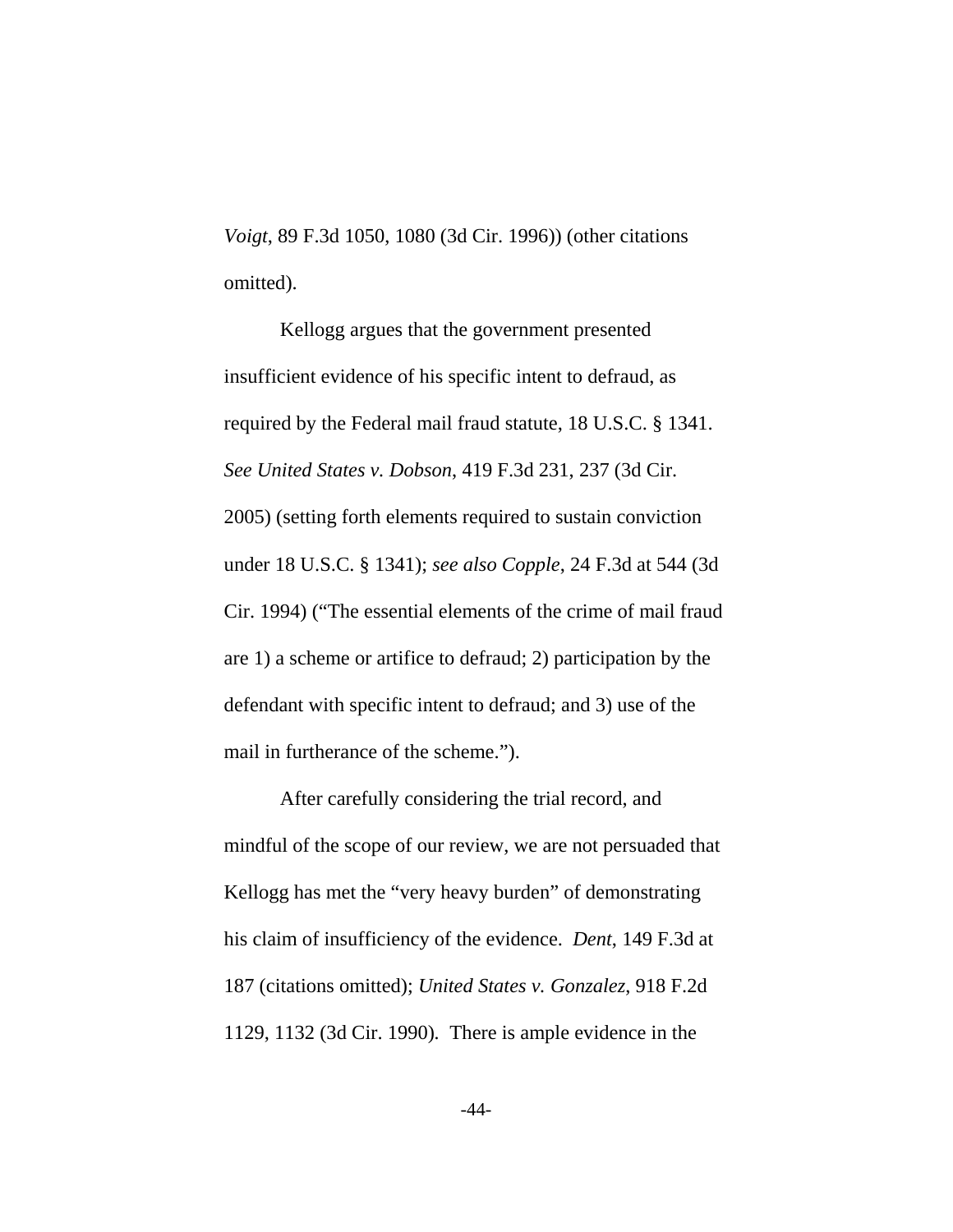*Voigt*, 89 F.3d 1050, 1080 (3d Cir. 1996)) (other citations omitted).

Kellogg argues that the government presented insufficient evidence of his specific intent to defraud, as required by the Federal mail fraud statute, 18 U.S.C. § 1341. *See United States v. Dobson*, 419 F.3d 231, 237 (3d Cir. 2005) (setting forth elements required to sustain conviction under 18 U.S.C. § 1341); *see also Copple*, 24 F.3d at 544 (3d Cir. 1994) ("The essential elements of the crime of mail fraud are 1) a scheme or artifice to defraud; 2) participation by the defendant with specific intent to defraud; and 3) use of the mail in furtherance of the scheme.").

After carefully considering the trial record, and mindful of the scope of our review, we are not persuaded that Kellogg has met the "very heavy burden" of demonstrating his claim of insufficiency of the evidence. *Dent*, 149 F.3d at 187 (citations omitted); *United States v. Gonzalez*, 918 F.2d 1129, 1132 (3d Cir. 1990). There is ample evidence in the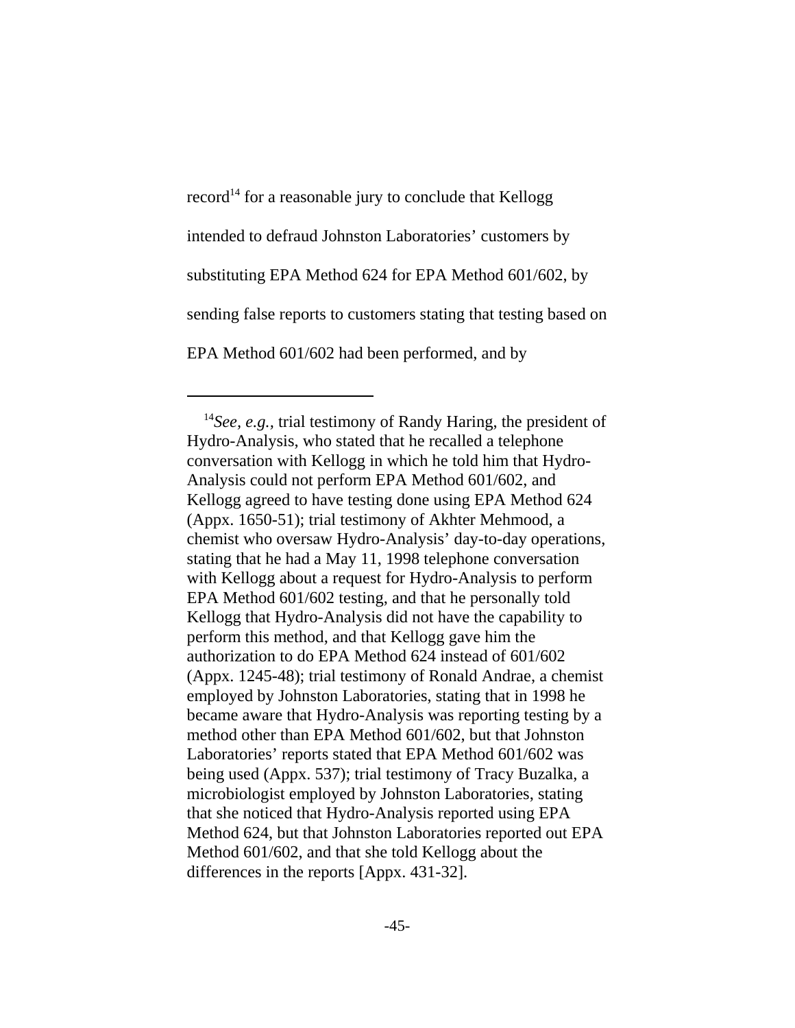record[14] for a reasonable jury to conclude that Kellogg intended to defraud Johnston Laboratories' customers by substituting EPA Method 624 for EPA Method 601/602, by sending false reports to customers stating that testing based on EPA Method 601/602 had been performed, and by

---

[14]*See, e.g.*, trial testimony of Randy Haring, the president of Hydro-Analysis, who stated that he recalled a telephone conversation with Kellogg in which he told him that Hydro-Analysis could not perform EPA Method 601/602, and Kellogg agreed to have testing done using EPA Method 624 (Appx. 1650-51); trial testimony of Akhter Mehmood, a chemist who oversaw Hydro-Analysis' day-to-day operations, stating that he had a May 11, 1998 telephone conversation with Kellogg about a request for Hydro-Analysis to perform EPA Method 601/602 testing, and that he personally told Kellogg that Hydro-Analysis did not have the capability to perform this method, and that Kellogg gave him the authorization to do EPA Method 624 instead of 601/602 (Appx. 1245-48); trial testimony of Ronald Andrae, a chemist employed by Johnston Laboratories, stating that in 1998 he became aware that Hydro-Analysis was reporting testing by a method other than EPA Method 601/602, but that Johnston Laboratories' reports stated that EPA Method 601/602 was being used (Appx. 537); trial testimony of Tracy Buzalka, a microbiologist employed by Johnston Laboratories, stating that she noticed that Hydro-Analysis reported using EPA Method 624, but that Johnston Laboratories reported out EPA Method 601/602, and that she told Kellogg about the differences in the reports [Appx. 431-32].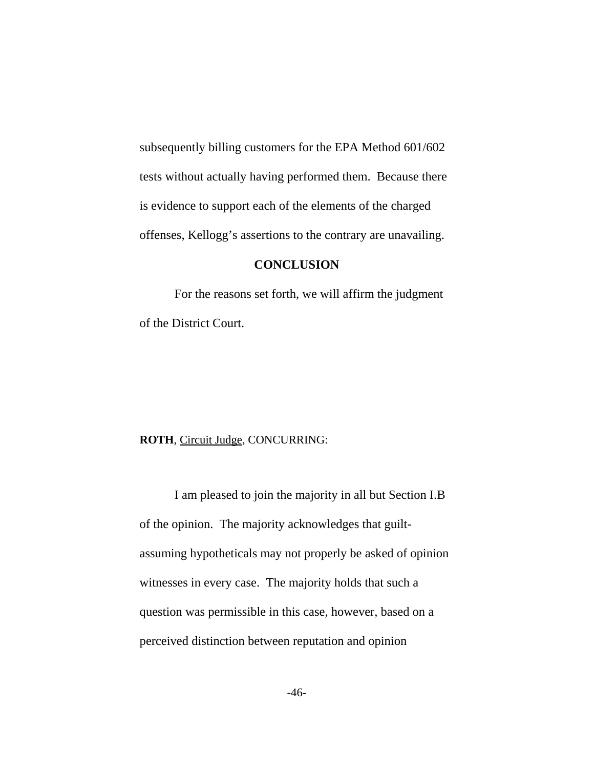subsequently billing customers for the EPA Method 601/602 tests without actually having performed them. Because there is evidence to support each of the elements of the charged offenses, Kellogg's assertions to the contrary are unavailing.

## CONCLUSION

For the reasons set forth, we will affirm the judgment of the District Court.

**ROTH**, Circuit Judge, CONCURRING:

I am pleased to join the majority in all but Section I.B of the opinion. The majority acknowledges that guilt-assuming hypotheticals may not properly be asked of opinion witnesses in every case. The majority holds that such a question was permissible in this case, however, based on a perceived distinction between reputation and opinion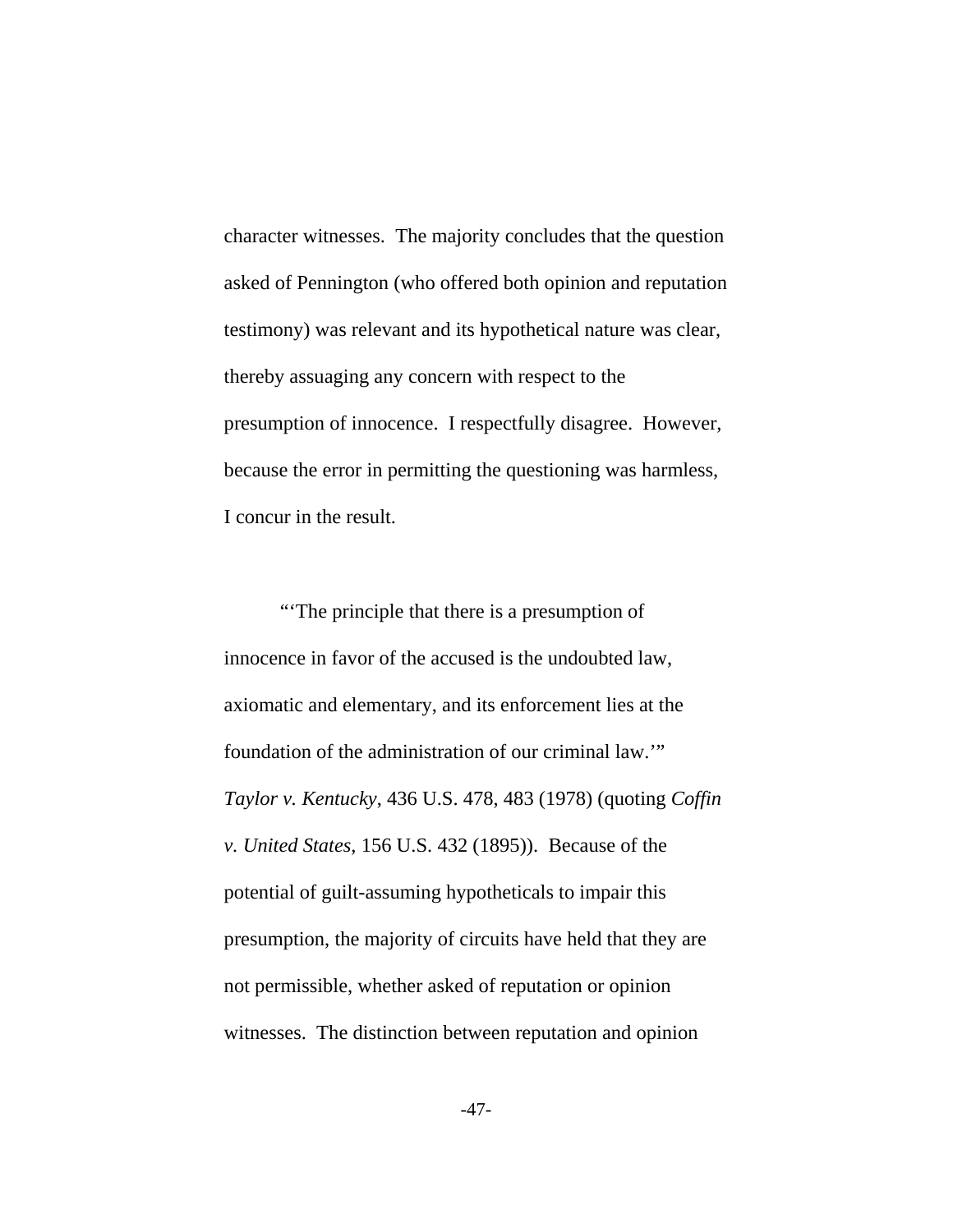character witnesses. The majority concludes that the question asked of Pennington (who offered both opinion and reputation testimony) was relevant and its hypothetical nature was clear, thereby assuaging any concern with respect to the presumption of innocence. I respectfully disagree. However, because the error in permitting the questioning was harmless, I concur in the result.

"'The principle that there is a presumption of innocence in favor of the accused is the undoubted law, axiomatic and elementary, and its enforcement lies at the foundation of the administration of our criminal law.'" *Taylor v. Kentucky*, 436 U.S. 478, 483 (1978) (quoting *Coffin v. United States*, 156 U.S. 432 (1895)). Because of the potential of guilt-assuming hypotheticals to impair this presumption, the majority of circuits have held that they are not permissible, whether asked of reputation or opinion witnesses. The distinction between reputation and opinion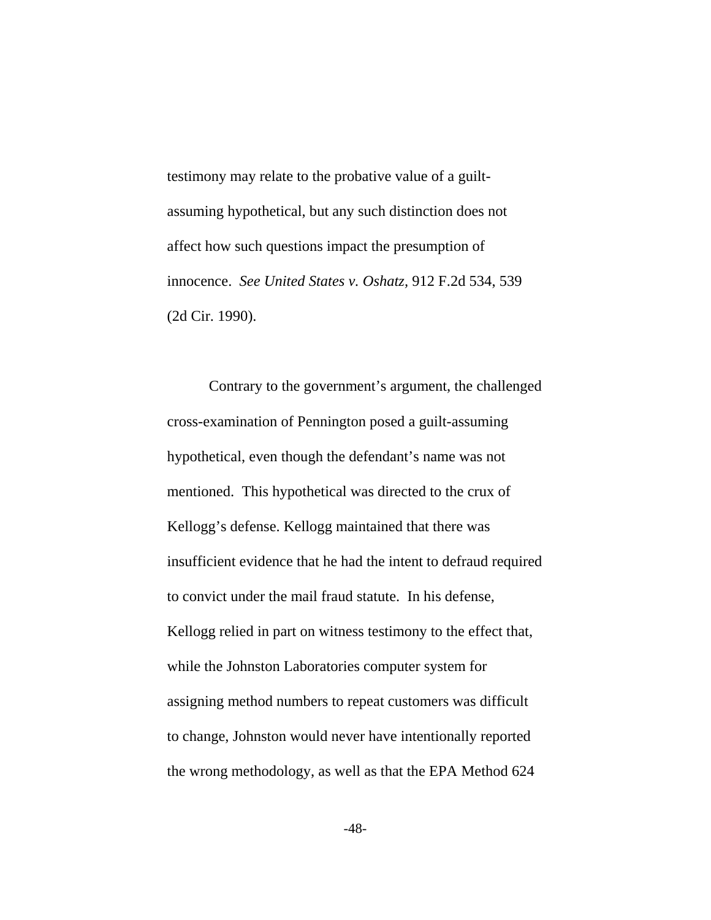testimony may relate to the probative value of a guilt-assuming hypothetical, but any such distinction does not affect how such questions impact the presumption of innocence. *See United States v. Oshatz*, 912 F.2d 534, 539 (2d Cir. 1990).

Contrary to the government's argument, the challenged cross-examination of Pennington posed a guilt-assuming hypothetical, even though the defendant's name was not mentioned. This hypothetical was directed to the crux of Kellogg's defense. Kellogg maintained that there was insufficient evidence that he had the intent to defraud required to convict under the mail fraud statute. In his defense, Kellogg relied in part on witness testimony to the effect that, while the Johnston Laboratories computer system for assigning method numbers to repeat customers was difficult to change, Johnston would never have intentionally reported the wrong methodology, as well as that the EPA Method 624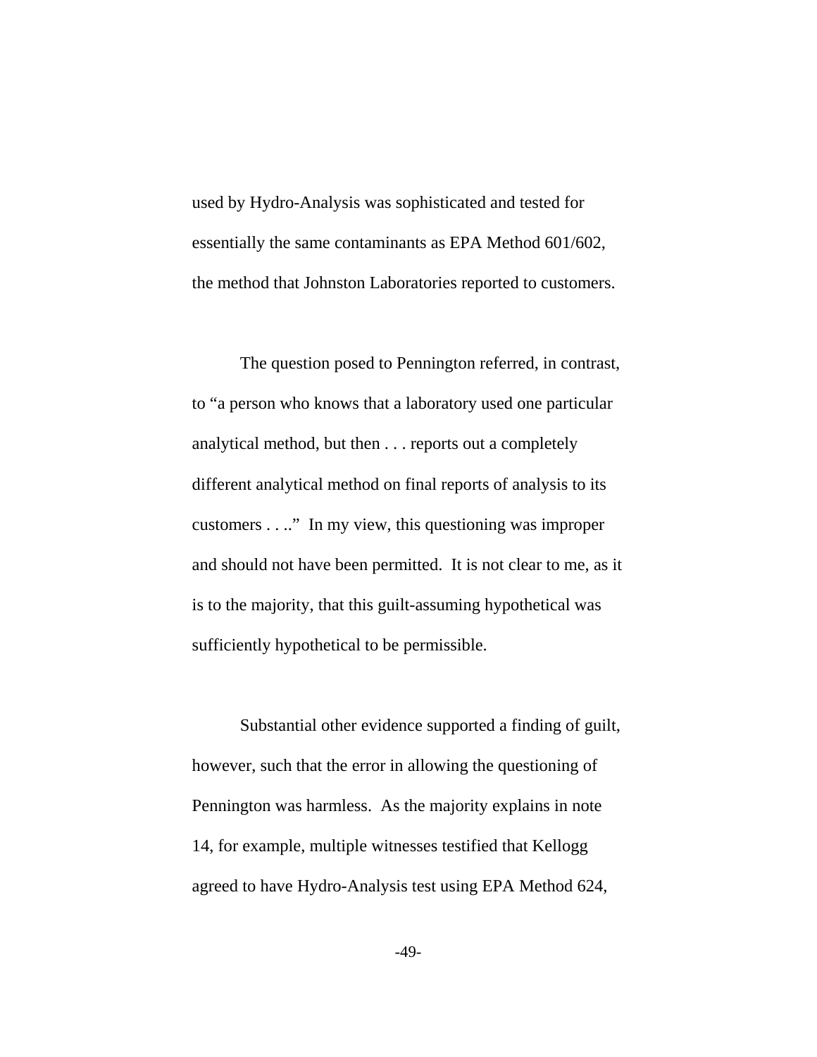used by Hydro-Analysis was sophisticated and tested for essentially the same contaminants as EPA Method 601/602, the method that Johnston Laboratories reported to customers.

The question posed to Pennington referred, in contrast, to "a person who knows that a laboratory used one particular analytical method, but then . . . reports out a completely different analytical method on final reports of analysis to its customers . . .." In my view, this questioning was improper and should not have been permitted. It is not clear to me, as it is to the majority, that this guilt-assuming hypothetical was sufficiently hypothetical to be permissible.

Substantial other evidence supported a finding of guilt, however, such that the error in allowing the questioning of Pennington was harmless. As the majority explains in note 14, for example, multiple witnesses testified that Kellogg agreed to have Hydro-Analysis test using EPA Method 624,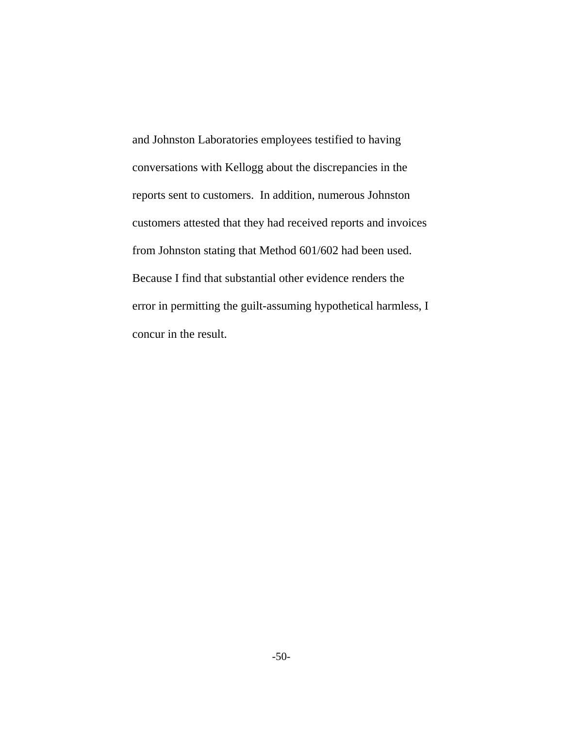and Johnston Laboratories employees testified to having conversations with Kellogg about the discrepancies in the reports sent to customers. In addition, numerous Johnston customers attested that they had received reports and invoices from Johnston stating that Method 601/602 had been used. Because I find that substantial other evidence renders the error in permitting the guilt-assuming hypothetical harmless, I concur in the result.